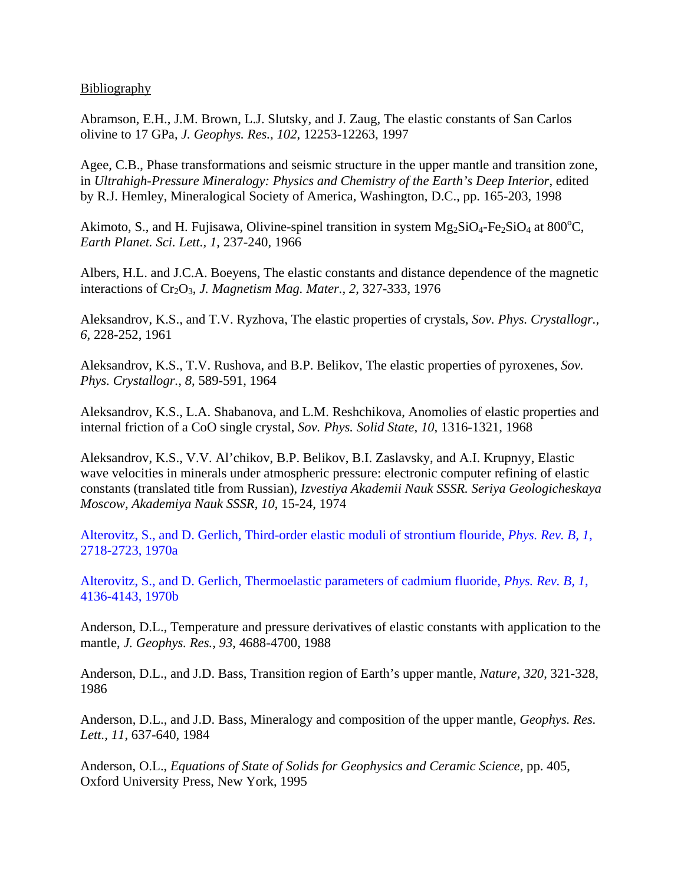Bibliography

Abramson, E.H., J.M. Brown, L.J. Slutsky, and J. Zaug, The elastic constants of San Carlos olivine to 17 GPa, *J. Geophys. Res.*, *102*, 12253-12263, 1997

Agee, C.B., Phase transformations and seismic structure in the upper mantle and transition zone, in *Ultrahigh-Pressure Mineralogy: Physics and Chemistry of the Earth's Deep Interior*, edited by R.J. Hemley, Mineralogical Society of America, Washington, D.C., pp. 165-203, 1998

Akimoto, S., and H. Fujisawa, Olivine-spinel transition in system $Mg_2SiO_4$-$Fe_2SiO_4$ at 800°C, *Earth Planet. Sci. Lett.*, *1*, 237-240, 1966

Albers, H.L. and J.C.A. Boeyens, The elastic constants and distance dependence of the magnetic interactions of $Cr_2O_3$, *J. Magnetism Mag. Mater.*, *2*, 327-333, 1976

Aleksandrov, K.S., and T.V. Ryzhova, The elastic properties of crystals, *Sov. Phys. Crystallogr.*, *6*, 228-252, 1961

Aleksandrov, K.S., T.V. Rushova, and B.P. Belikov, The elastic properties of pyroxenes, *Sov. Phys. Crystallogr.*, *8*, 589-591, 1964

Aleksandrov, K.S., L.A. Shabanova, and L.M. Reshchikova, Anomolies of elastic properties and internal friction of a CoO single crystal, *Sov. Phys. Solid State*, *10*, 1316-1321, 1968

Aleksandrov, K.S., V.V. Al'chikov, B.P. Belikov, B.I. Zaslavsky, and A.I. Krupnyy, Elastic wave velocities in minerals under atmospheric pressure: electronic computer refining of elastic constants (translated title from Russian), *Izvestiya Akademii Nauk SSSR. Seriya Geologicheskaya Moscow, Akademiya Nauk SSSR*, *10*, 15-24, 1974

Alterovitz, S., and D. Gerlich, Third-order elastic moduli of strontium flouride, *Phys. Rev. B*, *1*, 2718-2723, 1970a

Alterovitz, S., and D. Gerlich, Thermoelastic parameters of cadmium fluoride, *Phys. Rev. B*, *1*, 4136-4143, 1970b

Anderson, D.L., Temperature and pressure derivatives of elastic constants with application to the mantle, *J. Geophys. Res.*, *93*, 4688-4700, 1988

Anderson, D.L., and J.D. Bass, Transition region of Earth's upper mantle, *Nature*, *320*, 321-328, 1986

Anderson, D.L., and J.D. Bass, Mineralogy and composition of the upper mantle, *Geophys. Res. Lett.*, *11*, 637-640, 1984

Anderson, O.L., *Equations of State of Solids for Geophysics and Ceramic Science*, pp. 405, Oxford University Press, New York, 1995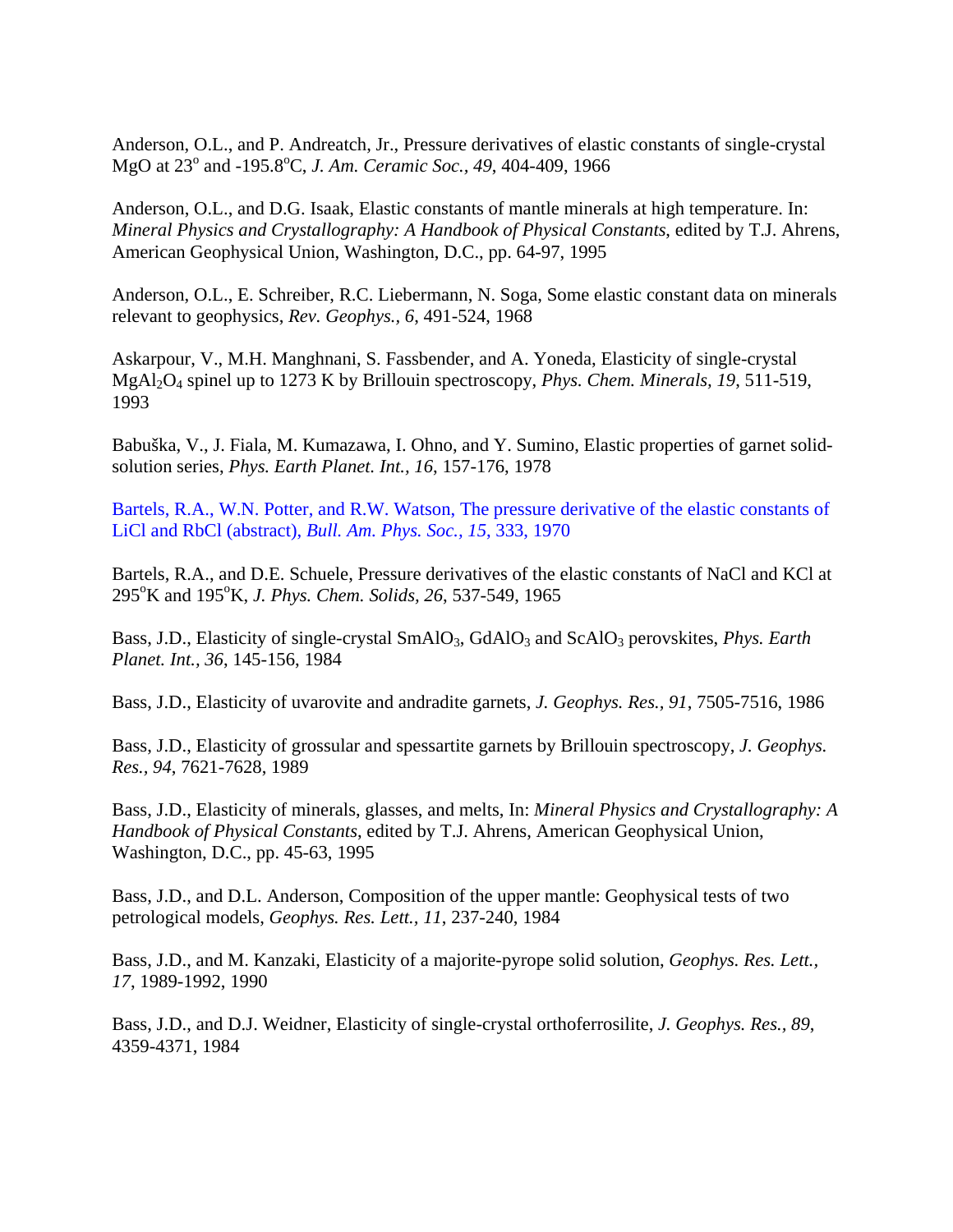Anderson, O.L., and P. Andreatch, Jr., Pressure derivatives of elastic constants of single-crystal MgO at 23$^{o}$ and -195.8$^{o}$C, *J. Am. Ceramic Soc., 49*, 404-409, 1966

Anderson, O.L., and D.G. Isaak, Elastic constants of mantle minerals at high temperature. In: *Mineral Physics and Crystallography: A Handbook of Physical Constants*, edited by T.J. Ahrens, American Geophysical Union, Washington, D.C., pp. 64-97, 1995

Anderson, O.L., E. Schreiber, R.C. Liebermann, N. Soga, Some elastic constant data on minerals relevant to geophysics, *Rev. Geophys., 6*, 491-524, 1968

Askarpour, V., M.H. Manghnani, S. Fassbender, and A. Yoneda, Elasticity of single-crystal $MgAl_2O_4$ spinel up to 1273 K by Brillouin spectroscopy, *Phys. Chem. Minerals, 19*, 511-519, 1993

Babuška, V., J. Fiala, M. Kumazawa, I. Ohno, and Y. Sumino, Elastic properties of garnet solid-solution series, *Phys. Earth Planet. Int., 16*, 157-176, 1978

Bartels, R.A., W.N. Potter, and R.W. Watson, The pressure derivative of the elastic constants of LiCl and RbCl (abstract), *Bull. Am. Phys. Soc., 15*, 333, 1970

Bartels, R.A., and D.E. Schuele, Pressure derivatives of the elastic constants of NaCl and KCl at 295$^{o}$K and 195$^{o}$K, *J. Phys. Chem. Solids, 26*, 537-549, 1965

Bass, J.D., Elasticity of single-crystal $SmAlO_3$, $GdAlO_3$ and $ScAlO_3$ perovskites, *Phys. Earth Planet. Int.*, *36*, 145-156, 1984

Bass, J.D., Elasticity of uvarovite and andradite garnets, *J. Geophys. Res.*, *91*, 7505-7516, 1986

Bass, J.D., Elasticity of grossular and spessartite garnets by Brillouin spectroscopy, *J. Geophys. Res.*, *94*, 7621-7628, 1989

Bass, J.D., Elasticity of minerals, glasses, and melts, In: *Mineral Physics and Crystallography: A Handbook of Physical Constants*, edited by T.J. Ahrens, American Geophysical Union, Washington, D.C., pp. 45-63, 1995

Bass, J.D., and D.L. Anderson, Composition of the upper mantle: Geophysical tests of two petrological models, *Geophys. Res. Lett.*, *11*, 237-240, 1984

Bass, J.D., and M. Kanzaki, Elasticity of a majorite-pyrope solid solution, *Geophys. Res. Lett., 17*, 1989-1992, 1990

Bass, J.D., and D.J. Weidner, Elasticity of single-crystal orthoferrosilite, *J. Geophys. Res.*, *89*, 4359-4371, 1984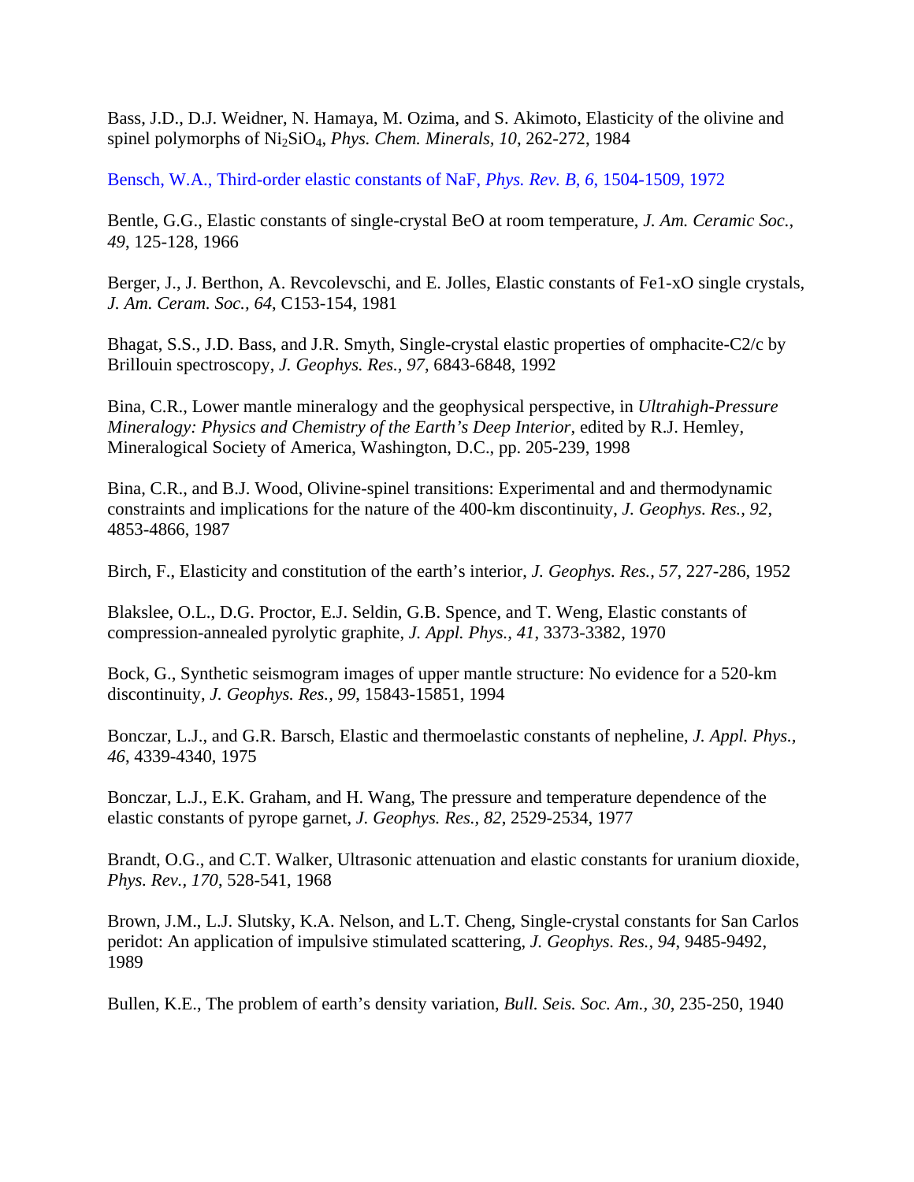Bass, J.D., D.J. Weidner, N. Hamaya, M. Ozima, and S. Akimoto, Elasticity of the olivine and spinel polymorphs of $Ni_2SiO_4$, *Phys. Chem. Minerals, 10*, 262-272, 1984

Bensch, W.A., Third-order elastic constants of NaF, *Phys. Rev. B, 6*, 1504-1509, 1972

Bentle, G.G., Elastic constants of single-crystal BeO at room temperature, *J. Am. Ceramic Soc.*, *49*, 125-128, 1966

Berger, J., J. Berthon, A. Revcolevschi, and E. Jolles, Elastic constants of Fe1-xO single crystals, *J. Am. Ceram. Soc., 64*, C153-154, 1981

Bhagat, S.S., J.D. Bass, and J.R. Smyth, Single-crystal elastic properties of omphacite-C2/c by Brillouin spectroscopy, *J. Geophys. Res., 97*, 6843-6848, 1992

Bina, C.R., Lower mantle mineralogy and the geophysical perspective, in *Ultrahigh-Pressure Mineralogy: Physics and Chemistry of the Earth's Deep Interior*, edited by R.J. Hemley, Mineralogical Society of America, Washington, D.C., pp. 205-239, 1998

Bina, C.R., and B.J. Wood, Olivine-spinel transitions: Experimental and and thermodynamic constraints and implications for the nature of the 400-km discontinuity, *J. Geophys. Res., 92*, 4853-4866, 1987

Birch, F., Elasticity and constitution of the earth's interior, *J. Geophys. Res., 57*, 227-286, 1952

Blakslee, O.L., D.G. Proctor, E.J. Seldin, G.B. Spence, and T. Weng, Elastic constants of compression-annealed pyrolytic graphite, *J. Appl. Phys.*, *41*, 3373-3382, 1970

Bock, G., Synthetic seismogram images of upper mantle structure: No evidence for a 520-km discontinuity, *J. Geophys. Res., 99*, 15843-15851, 1994

Bonczar, L.J., and G.R. Barsch, Elastic and thermoelastic constants of nepheline, *J. Appl. Phys., 46*, 4339-4340, 1975

Bonczar, L.J., E.K. Graham, and H. Wang, The pressure and temperature dependence of the elastic constants of pyrope garnet, *J. Geophys. Res., 82*, 2529-2534, 1977

Brandt, O.G., and C.T. Walker, Ultrasonic attenuation and elastic constants for uranium dioxide, *Phys. Rev., 170*, 528-541, 1968

Brown, J.M., L.J. Slutsky, K.A. Nelson, and L.T. Cheng, Single-crystal constants for San Carlos peridot: An application of impulsive stimulated scattering, *J. Geophys. Res., 94*, 9485-9492, 1989

Bullen, K.E., The problem of earth's density variation, *Bull. Seis. Soc. Am., 30*, 235-250, 1940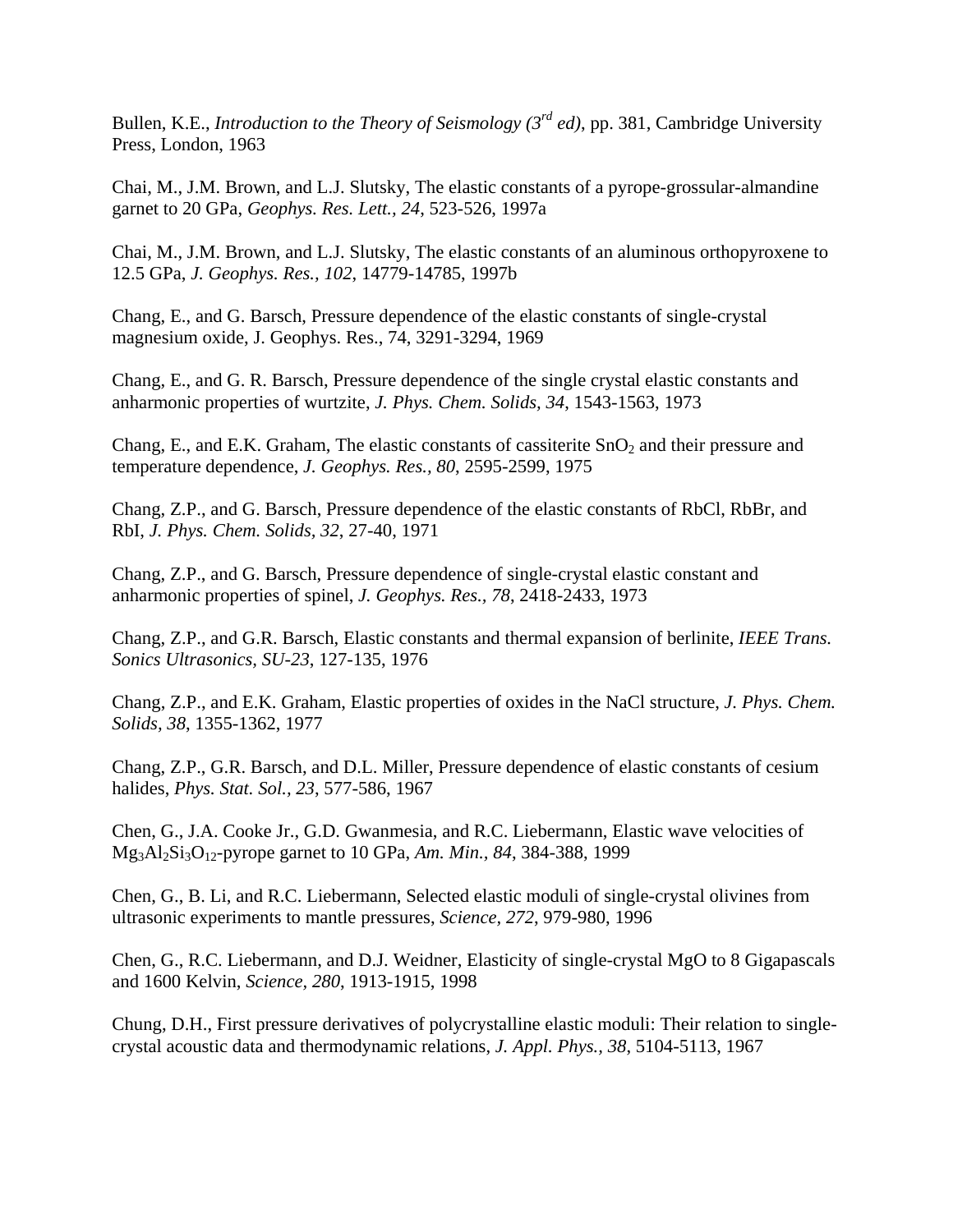Bullen, K.E., *Introduction to the Theory of Seismology (3rd ed)*, pp. 381, Cambridge University Press, London, 1963

Chai, M., J.M. Brown, and L.J. Slutsky, The elastic constants of a pyrope-grossular-almandine garnet to 20 GPa, *Geophys. Res. Lett., 24*, 523-526, 1997a

Chai, M., J.M. Brown, and L.J. Slutsky, The elastic constants of an aluminous orthopyroxene to 12.5 GPa, *J. Geophys. Res., 102*, 14779-14785, 1997b

Chang, E., and G. Barsch, Pressure dependence of the elastic constants of single-crystal magnesium oxide, J. Geophys. Res., 74, 3291-3294, 1969

Chang, E., and G. R. Barsch, Pressure dependence of the single crystal elastic constants and anharmonic properties of wurtzite, *J. Phys. Chem. Solids, 34*, 1543-1563, 1973

Chang, E., and E.K. Graham, The elastic constants of cassiterite $SnO_2$ and their pressure and temperature dependence, *J. Geophys. Res., 80*, 2595-2599, 1975

Chang, Z.P., and G. Barsch, Pressure dependence of the elastic constants of RbCl, RbBr, and RbI, *J. Phys. Chem. Solids, 32*, 27-40, 1971

Chang, Z.P., and G. Barsch, Pressure dependence of single-crystal elastic constant and anharmonic properties of spinel, *J. Geophys. Res., 78*, 2418-2433, 1973

Chang, Z.P., and G.R. Barsch, Elastic constants and thermal expansion of berlinite, *IEEE Trans. Sonics Ultrasonics, SU-23*, 127-135, 1976

Chang, Z.P., and E.K. Graham, Elastic properties of oxides in the NaCl structure, *J. Phys. Chem. Solids, 38*, 1355-1362, 1977

Chang, Z.P., G.R. Barsch, and D.L. Miller, Pressure dependence of elastic constants of cesium halides, *Phys. Stat. Sol., 23*, 577-586, 1967

Chen, G., J.A. Cooke Jr., G.D. Gwanmesia, and R.C. Liebermann, Elastic wave velocities of $Mg_3Al_2Si_3O_{12}$-pyrope garnet to 10 GPa, *Am. Min., 84*, 384-388, 1999

Chen, G., B. Li, and R.C. Liebermann, Selected elastic moduli of single-crystal olivines from ultrasonic experiments to mantle pressures, *Science, 272*, 979-980, 1996

Chen, G., R.C. Liebermann, and D.J. Weidner, Elasticity of single-crystal MgO to 8 Gigapascals and 1600 Kelvin, *Science, 280*, 1913-1915, 1998

Chung, D.H., First pressure derivatives of polycrystalline elastic moduli: Their relation to single-crystal acoustic data and thermodynamic relations, *J. Appl. Phys., 38*, 5104-5113, 1967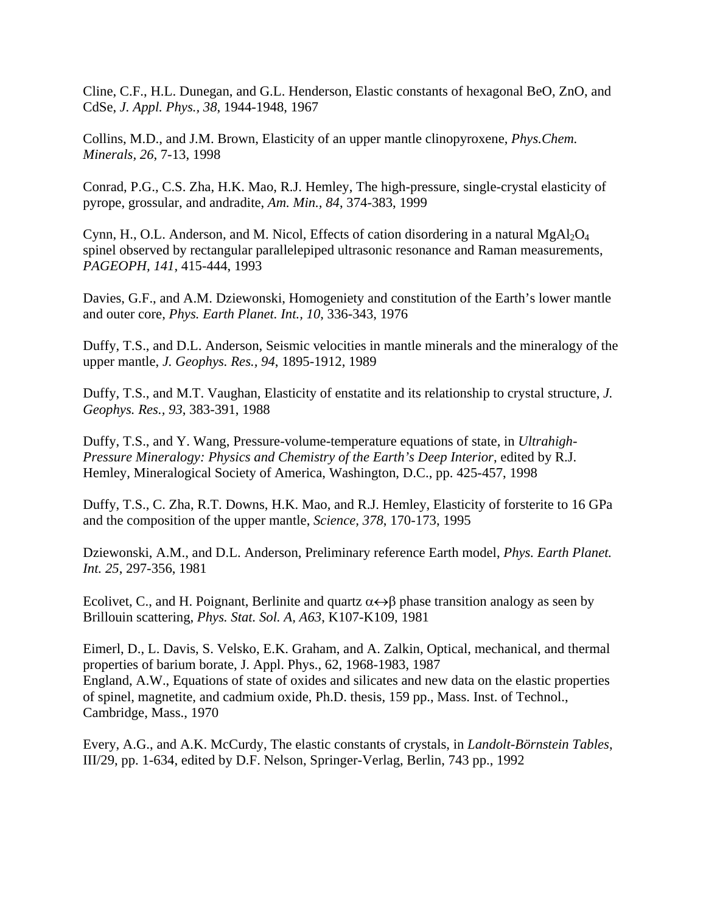Cline, C.F., H.L. Dunegan, and G.L. Henderson, Elastic constants of hexagonal BeO, ZnO, and CdSe, *J. Appl. Phys., 38*, 1944-1948, 1967

Collins, M.D., and J.M. Brown, Elasticity of an upper mantle clinopyroxene, *Phys.Chem. Minerals, 26*, 7-13, 1998

Conrad, P.G., C.S. Zha, H.K. Mao, R.J. Hemley, The high-pressure, single-crystal elasticity of pyrope, grossular, and andradite, *Am. Min., 84*, 374-383, 1999

Cynn, H., O.L. Anderson, and M. Nicol, Effects of cation disordering in a natural $MgAl_2O_4$ spinel observed by rectangular parallelepiped ultrasonic resonance and Raman measurements, *PAGEOPH, 141*, 415-444, 1993

Davies, G.F., and A.M. Dziewonski, Homogeniety and constitution of the Earth's lower mantle and outer core, *Phys. Earth Planet. Int., 10*, 336-343, 1976

Duffy, T.S., and D.L. Anderson, Seismic velocities in mantle minerals and the mineralogy of the upper mantle, *J. Geophys. Res., 94*, 1895-1912, 1989

Duffy, T.S., and M.T. Vaughan, Elasticity of enstatite and its relationship to crystal structure, *J. Geophys. Res., 93*, 383-391, 1988

Duffy, T.S., and Y. Wang, Pressure-volume-temperature equations of state, in *Ultrahigh-Pressure Mineralogy: Physics and Chemistry of the Earth's Deep Interior*, edited by R.J. Hemley, Mineralogical Society of America, Washington, D.C., pp. 425-457, 1998

Duffy, T.S., C. Zha, R.T. Downs, H.K. Mao, and R.J. Hemley, Elasticity of forsterite to 16 GPa and the composition of the upper mantle, *Science, 378*, 170-173, 1995

Dziewonski, A.M., and D.L. Anderson, Preliminary reference Earth model, *Phys. Earth Planet. Int. 25*, 297-356, 1981

Ecolivet, C., and H. Poignant, Berlinite and quartz $\alpha \leftrightarrow \beta$ phase transition analogy as seen by Brillouin scattering, *Phys. Stat. Sol. A, A63*, K107-K109, 1981

Eimerl, D., L. Davis, S. Velsko, E.K. Graham, and A. Zalkin, Optical, mechanical, and thermal properties of barium borate, J. Appl. Phys., 62, 1968-1983, 1987

England, A.W., Equations of state of oxides and silicates and new data on the elastic properties of spinel, magnetite, and cadmium oxide, Ph.D. thesis, 159 pp., Mass. Inst. of Technol., Cambridge, Mass., 1970

Every, A.G., and A.K. McCurdy, The elastic constants of crystals, in *Landolt-Börnstein Tables*, III/29, pp. 1-634, edited by D.F. Nelson, Springer-Verlag, Berlin, 743 pp., 1992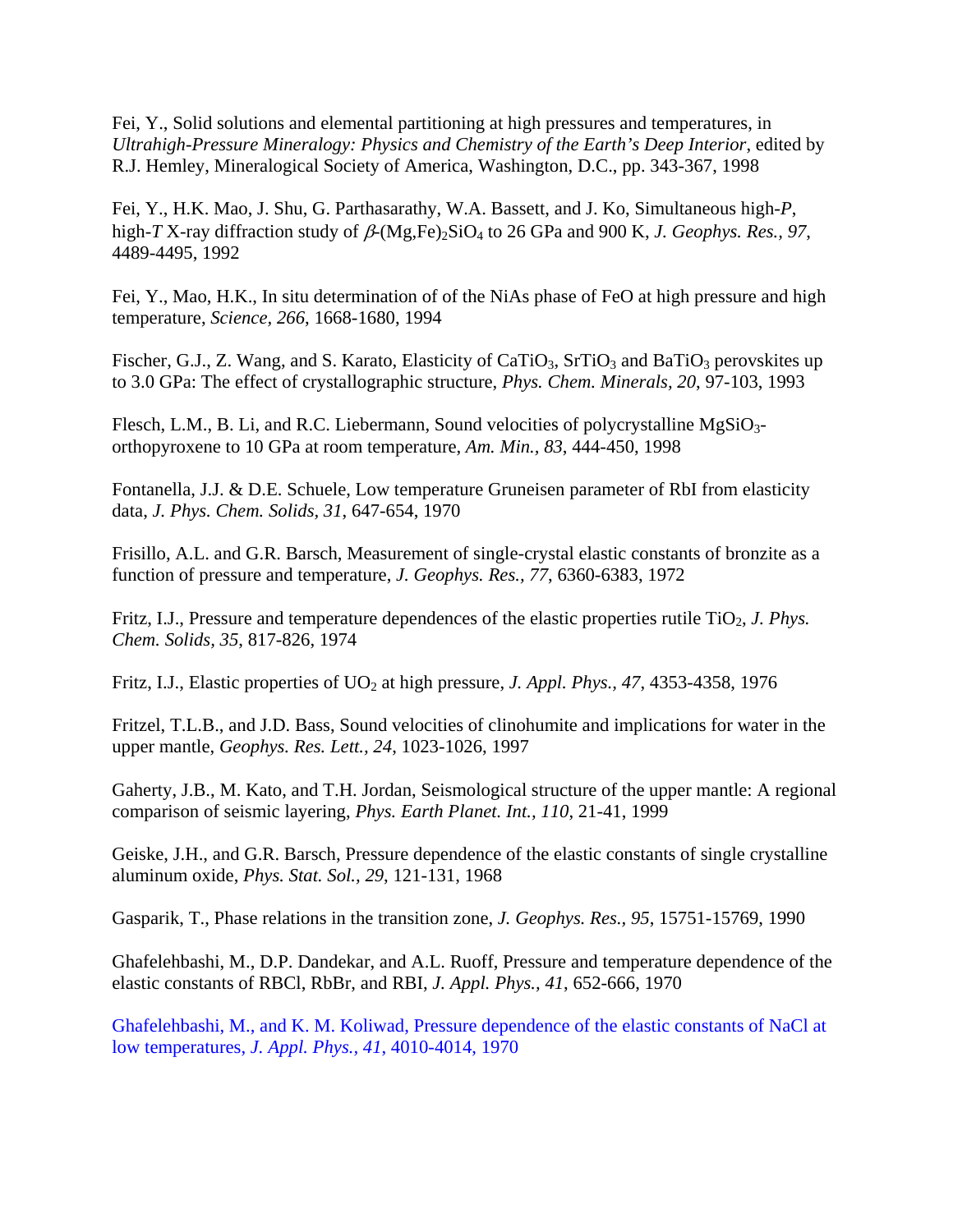Fei, Y., Solid solutions and elemental partitioning at high pressures and temperatures, in *Ultrahigh-Pressure Mineralogy: Physics and Chemistry of the Earth's Deep Interior*, edited by R.J. Hemley, Mineralogical Society of America, Washington, D.C., pp. 343-367, 1998

Fei, Y., H.K. Mao, J. Shu, G. Parthasarathy, W.A. Bassett, and J. Ko, Simultaneous high-*P*, high-*T* X-ray diffraction study of $\beta$-$(Mg,Fe)_2SiO_4$ to 26 GPa and 900 K, *J. Geophys. Res., 97*, 4489-4495, 1992

Fei, Y., Mao, H.K., In situ determination of of the NiAs phase of FeO at high pressure and high temperature, *Science, 266*, 1668-1680, 1994

Fischer, G.J., Z. Wang, and S. Karato, Elasticity of $CaTiO_3$, $SrTiO_3$ and $BaTiO_3$ perovskites up to 3.0 GPa: The effect of crystallographic structure, *Phys. Chem. Minerals, 20*, 97-103, 1993

Flesch, L.M., B. Li, and R.C. Liebermann, Sound velocities of polycrystalline $MgSiO_3$-orthopyroxene to 10 GPa at room temperature, *Am. Min., 83*, 444-450, 1998

Fontanella, J.J. & D.E. Schuele, Low temperature Gruneisen parameter of RbI from elasticity data, *J. Phys. Chem. Solids, 31*, 647-654, 1970

Frisillo, A.L. and G.R. Barsch, Measurement of single-crystal elastic constants of bronzite as a function of pressure and temperature, *J. Geophys. Res., 77*, 6360-6383, 1972

Fritz, I.J., Pressure and temperature dependences of the elastic properties rutile $TiO_2$, *J. Phys. Chem. Solids, 35*, 817-826, 1974

Fritz, I.J., Elastic properties of $UO_2$ at high pressure, *J. Appl. Phys., 47*, 4353-4358, 1976

Fritzel, T.L.B., and J.D. Bass, Sound velocities of clinohumite and implications for water in the upper mantle, *Geophys. Res. Lett., 24*, 1023-1026, 1997

Gaherty, J.B., M. Kato, and T.H. Jordan, Seismological structure of the upper mantle: A regional comparison of seismic layering, *Phys. Earth Planet. Int., 110*, 21-41, 1999

Geiske, J.H., and G.R. Barsch, Pressure dependence of the elastic constants of single crystalline aluminum oxide, *Phys. Stat. Sol., 29*, 121-131, 1968

Gasparik, T., Phase relations in the transition zone, *J. Geophys. Res., 95*, 15751-15769, 1990

Ghafelehbashi, M., D.P. Dandekar, and A.L. Ruoff, Pressure and temperature dependence of the elastic constants of RBCl, RbBr, and RBI, *J. Appl. Phys., 41*, 652-666, 1970

Ghafelehbashi, M., and K. M. Koliwad, Pressure dependence of the elastic constants of NaCl at low temperatures, *J. Appl. Phys., 41*, 4010-4014, 1970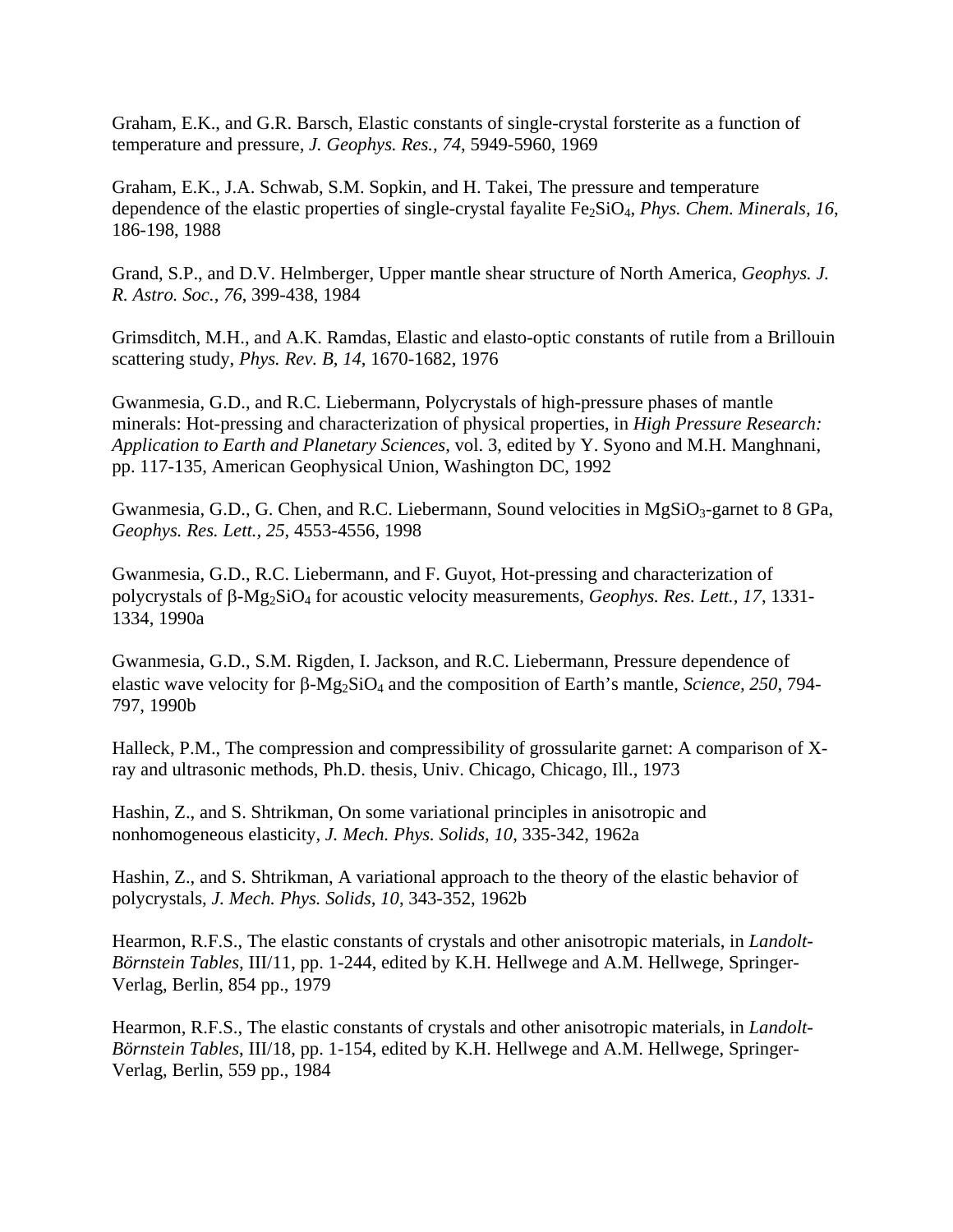Graham, E.K., and G.R. Barsch, Elastic constants of single-crystal forsterite as a function of temperature and pressure, *J. Geophys. Res.*, *74*, 5949-5960, 1969

Graham, E.K., J.A. Schwab, S.M. Sopkin, and H. Takei, The pressure and temperature dependence of the elastic properties of single-crystal fayalite $Fe_2SiO_4$, *Phys. Chem. Minerals*, *16*, 186-198, 1988

Grand, S.P., and D.V. Helmberger, Upper mantle shear structure of North America, *Geophys. J. R. Astro. Soc.*, *76*, 399-438, 1984

Grimsditch, M.H., and A.K. Ramdas, Elastic and elasto-optic constants of rutile from a Brillouin scattering study, *Phys. Rev. B*, *14*, 1670-1682, 1976

Gwanmesia, G.D., and R.C. Liebermann, Polycrystals of high-pressure phases of mantle minerals: Hot-pressing and characterization of physical properties, in *High Pressure Research: Application to Earth and Planetary Sciences*, vol. 3, edited by Y. Syono and M.H. Manghnani, pp. 117-135, American Geophysical Union, Washington DC, 1992

Gwanmesia, G.D., G. Chen, and R.C. Liebermann, Sound velocities in $MgSiO_3$-garnet to 8 GPa, *Geophys. Res. Lett.*, *25*, 4553-4556, 1998

Gwanmesia, G.D., R.C. Liebermann, and F. Guyot, Hot-pressing and characterization of polycrystals of $\beta$-$Mg_2SiO_4$ for acoustic velocity measurements, *Geophys. Res. Lett.*, *17*, 1331-1334, 1990a

Gwanmesia, G.D., S.M. Rigden, I. Jackson, and R.C. Liebermann, Pressure dependence of elastic wave velocity for $\beta$-$Mg_2SiO_4$ and the composition of Earth's mantle, *Science*, *250*, 794-797, 1990b

Halleck, P.M., The compression and compressibility of grossularite garnet: A comparison of X-ray and ultrasonic methods, Ph.D. thesis, Univ. Chicago, Chicago, Ill., 1973

Hashin, Z., and S. Shtrikman, On some variational principles in anisotropic and nonhomogeneous elasticity, *J. Mech. Phys. Solids*, *10*, 335-342, 1962a

Hashin, Z., and S. Shtrikman, A variational approach to the theory of the elastic behavior of polycrystals, *J. Mech. Phys. Solids*, *10*, 343-352, 1962b

Hearmon, R.F.S., The elastic constants of crystals and other anisotropic materials, in *Landolt-Börnstein Tables*, III/11, pp. 1-244, edited by K.H. Hellwege and A.M. Hellwege, Springer-Verlag, Berlin, 854 pp., 1979

Hearmon, R.F.S., The elastic constants of crystals and other anisotropic materials, in *Landolt-Börnstein Tables*, III/18, pp. 1-154, edited by K.H. Hellwege and A.M. Hellwege, Springer-Verlag, Berlin, 559 pp., 1984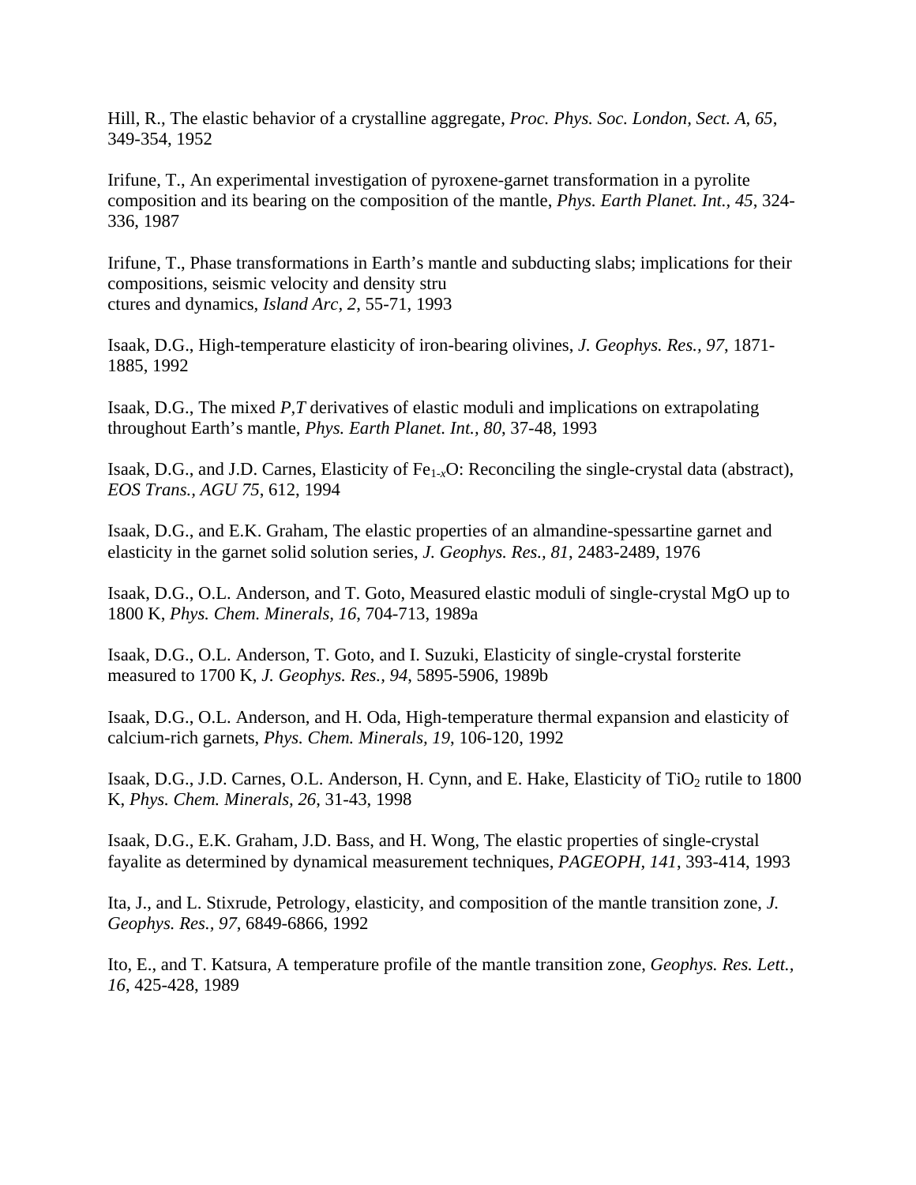Hill, R., The elastic behavior of a crystalline aggregate, *Proc. Phys. Soc. London, Sect. A, 65*, 349-354, 1952

Irifune, T., An experimental investigation of pyroxene-garnet transformation in a pyrolite composition and its bearing on the composition of the mantle, *Phys. Earth Planet. Int., 45*, 324-336, 1987

Irifune, T., Phase transformations in Earth's mantle and subducting slabs; implications for their compositions, seismic velocity and density stru
ctures and dynamics, *Island Arc, 2*, 55-71, 1993

Isaak, D.G., High-temperature elasticity of iron-bearing olivines, *J. Geophys. Res., 97*, 1871-1885, 1992

Isaak, D.G., The mixed *P,T* derivatives of elastic moduli and implications on extrapolating throughout Earth's mantle, *Phys. Earth Planet. Int., 80*, 37-48, 1993

Isaak, D.G., and J.D. Carnes, Elasticity of $Fe_{1-x}O$: Reconciling the single-crystal data (abstract), *EOS Trans., AGU 75*, 612, 1994

Isaak, D.G., and E.K. Graham, The elastic properties of an almandine-spessartine garnet and elasticity in the garnet solid solution series, *J. Geophys. Res., 81*, 2483-2489, 1976

Isaak, D.G., O.L. Anderson, and T. Goto, Measured elastic moduli of single-crystal MgO up to 1800 K, *Phys. Chem. Minerals, 16*, 704-713, 1989a

Isaak, D.G., O.L. Anderson, T. Goto, and I. Suzuki, Elasticity of single-crystal forsterite measured to 1700 K, *J. Geophys. Res., 94*, 5895-5906, 1989b

Isaak, D.G., O.L. Anderson, and H. Oda, High-temperature thermal expansion and elasticity of calcium-rich garnets, *Phys. Chem. Minerals, 19*, 106-120, 1992

Isaak, D.G., J.D. Carnes, O.L. Anderson, H. Cynn, and E. Hake, Elasticity of $TiO_2$ rutile to 1800 K, *Phys. Chem. Minerals, 26*, 31-43, 1998

Isaak, D.G., E.K. Graham, J.D. Bass, and H. Wong, The elastic properties of single-crystal fayalite as determined by dynamical measurement techniques, *PAGEOPH, 141*, 393-414, 1993

Ita, J., and L. Stixrude, Petrology, elasticity, and composition of the mantle transition zone, *J. Geophys. Res., 97*, 6849-6866, 1992

Ito, E., and T. Katsura, A temperature profile of the mantle transition zone, *Geophys. Res. Lett., 16*, 425-428, 1989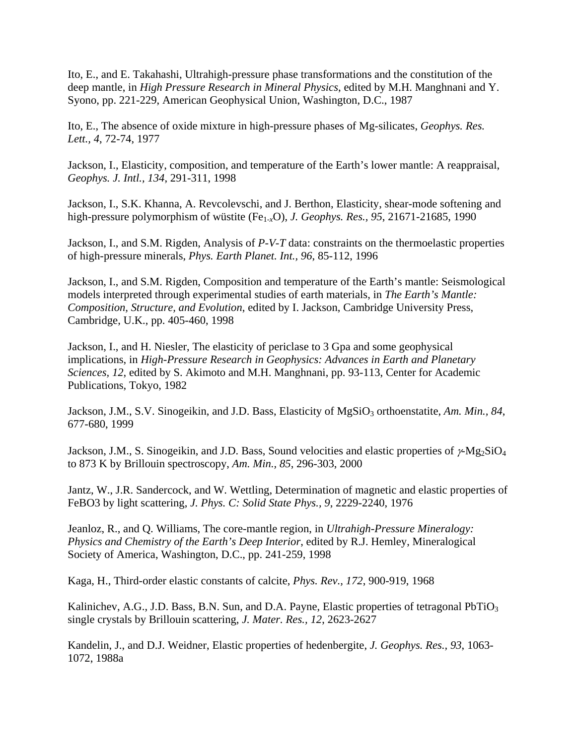Ito, E., and E. Takahashi, Ultrahigh-pressure phase transformations and the constitution of the deep mantle, in *High Pressure Research in Mineral Physics*, edited by M.H. Manghnani and Y. Syono, pp. 221-229, American Geophysical Union, Washington, D.C., 1987

Ito, E., The absence of oxide mixture in high-pressure phases of Mg-silicates, *Geophys. Res. Lett., 4*, 72-74, 1977

Jackson, I., Elasticity, composition, and temperature of the Earth's lower mantle: A reappraisal, *Geophys. J. Intl., 134*, 291-311, 1998

Jackson, I., S.K. Khanna, A. Revcolevschi, and J. Berthon, Elasticity, shear-mode softening and high-pressure polymorphism of wüstite ($Fe_{1-x}O$), *J. Geophys. Res., 95*, 21671-21685, 1990

Jackson, I., and S.M. Rigden, Analysis of *P-V-T* data: constraints on the thermoelastic properties of high-pressure minerals, *Phys. Earth Planet. Int., 96*, 85-112, 1996

Jackson, I., and S.M. Rigden, Composition and temperature of the Earth's mantle: Seismological models interpreted through experimental studies of earth materials, in *The Earth's Mantle: Composition, Structure, and Evolution*, edited by I. Jackson, Cambridge University Press, Cambridge, U.K., pp. 405-460, 1998

Jackson, I., and H. Niesler, The elasticity of periclase to 3 Gpa and some geophysical implications, in *High-Pressure Research in Geophysics: Advances in Earth and Planetary Sciences, 12*, edited by S. Akimoto and M.H. Manghnani, pp. 93-113, Center for Academic Publications, Tokyo, 1982

Jackson, J.M., S.V. Sinogeikin, and J.D. Bass, Elasticity of $MgSiO_3$ orthoenstatite, *Am. Min., 84*, 677-680, 1999

Jackson, J.M., S. Sinogeikin, and J.D. Bass, Sound velocities and elastic properties of $\gamma$-$Mg_2SiO_4$ to 873 K by Brillouin spectroscopy, *Am. Min., 85*, 296-303, 2000

Jantz, W., J.R. Sandercock, and W. Wettling, Determination of magnetic and elastic properties of FeBO3 by light scattering, *J. Phys. C: Solid State Phys., 9*, 2229-2240, 1976

Jeanloz, R., and Q. Williams, The core-mantle region, in *Ultrahigh-Pressure Mineralogy: Physics and Chemistry of the Earth's Deep Interior*, edited by R.J. Hemley, Mineralogical Society of America, Washington, D.C., pp. 241-259, 1998

Kaga, H., Third-order elastic constants of calcite, *Phys. Rev., 172*, 900-919, 1968

Kalinichev, A.G., J.D. Bass, B.N. Sun, and D.A. Payne, Elastic properties of tetragonal $PbTiO_3$ single crystals by Brillouin scattering, *J. Mater. Res., 12*, 2623-2627

Kandelin, J., and D.J. Weidner, Elastic properties of hedenbergite, *J. Geophys. Res., 93*, 1063-1072, 1988a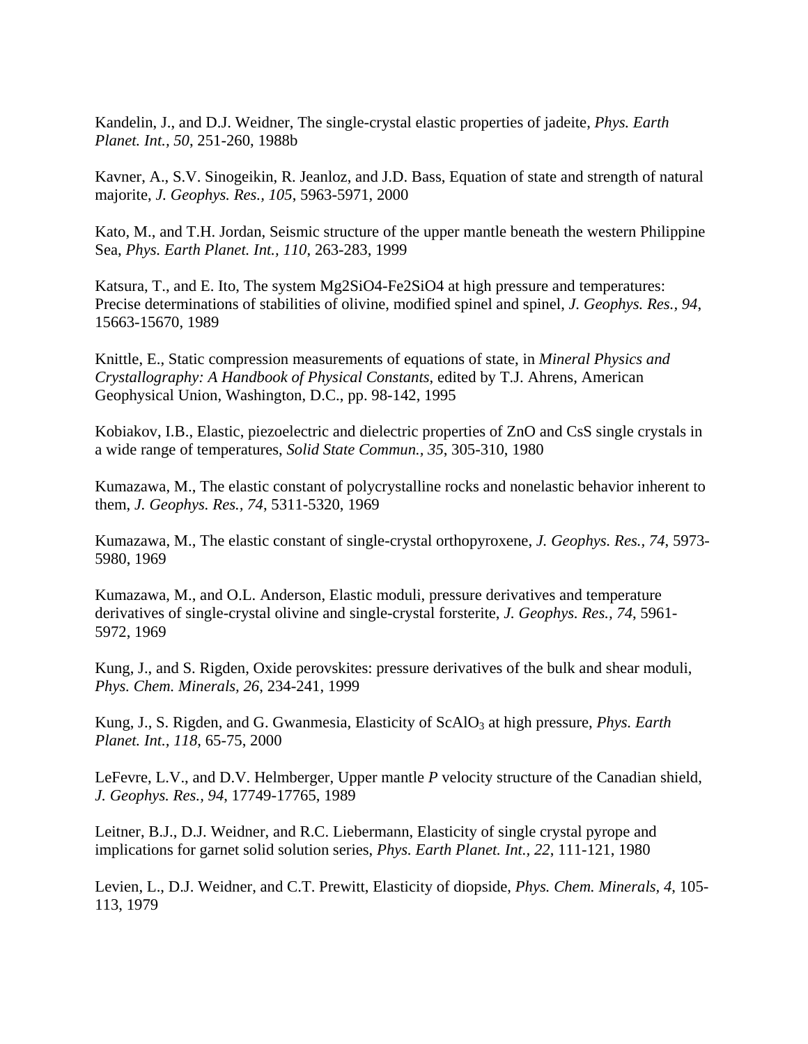Kandelin, J., and D.J. Weidner, The single-crystal elastic properties of jadeite, *Phys. Earth Planet. Int., 50*, 251-260, 1988b

Kavner, A., S.V. Sinogeikin, R. Jeanloz, and J.D. Bass, Equation of state and strength of natural majorite, *J. Geophys. Res., 105*, 5963-5971, 2000

Kato, M., and T.H. Jordan, Seismic structure of the upper mantle beneath the western Philippine Sea, *Phys. Earth Planet. Int., 110*, 263-283, 1999

Katsura, T., and E. Ito, The system Mg2SiO4-Fe2SiO4 at high pressure and temperatures: Precise determinations of stabilities of olivine, modified spinel and spinel, *J. Geophys. Res., 94*, 15663-15670, 1989

Knittle, E., Static compression measurements of equations of state, in *Mineral Physics and Crystallography: A Handbook of Physical Constants*, edited by T.J. Ahrens, American Geophysical Union, Washington, D.C., pp. 98-142, 1995

Kobiakov, I.B., Elastic, piezoelectric and dielectric properties of ZnO and CsS single crystals in a wide range of temperatures, *Solid State Commun., 35*, 305-310, 1980

Kumazawa, M., The elastic constant of polycrystalline rocks and nonelastic behavior inherent to them, *J. Geophys. Res., 74*, 5311-5320, 1969

Kumazawa, M., The elastic constant of single-crystal orthopyroxene, *J. Geophys. Res., 74*, 5973-5980, 1969

Kumazawa, M., and O.L. Anderson, Elastic moduli, pressure derivatives and temperature derivatives of single-crystal olivine and single-crystal forsterite, *J. Geophys. Res., 74*, 5961-5972, 1969

Kung, J., and S. Rigden, Oxide perovskites: pressure derivatives of the bulk and shear moduli, *Phys. Chem. Minerals, 26*, 234-241, 1999

Kung, J., S. Rigden, and G. Gwanmesia, Elasticity of $ScAlO_3$ at high pressure, *Phys. Earth Planet. Int., 118*, 65-75, 2000

LeFevre, L.V., and D.V. Helmberger, Upper mantle *P* velocity structure of the Canadian shield, *J. Geophys. Res., 94*, 17749-17765, 1989

Leitner, B.J., D.J. Weidner, and R.C. Liebermann, Elasticity of single crystal pyrope and implications for garnet solid solution series, *Phys. Earth Planet. Int., 22*, 111-121, 1980

Levien, L., D.J. Weidner, and C.T. Prewitt, Elasticity of diopside, *Phys. Chem. Minerals, 4*, 105-113, 1979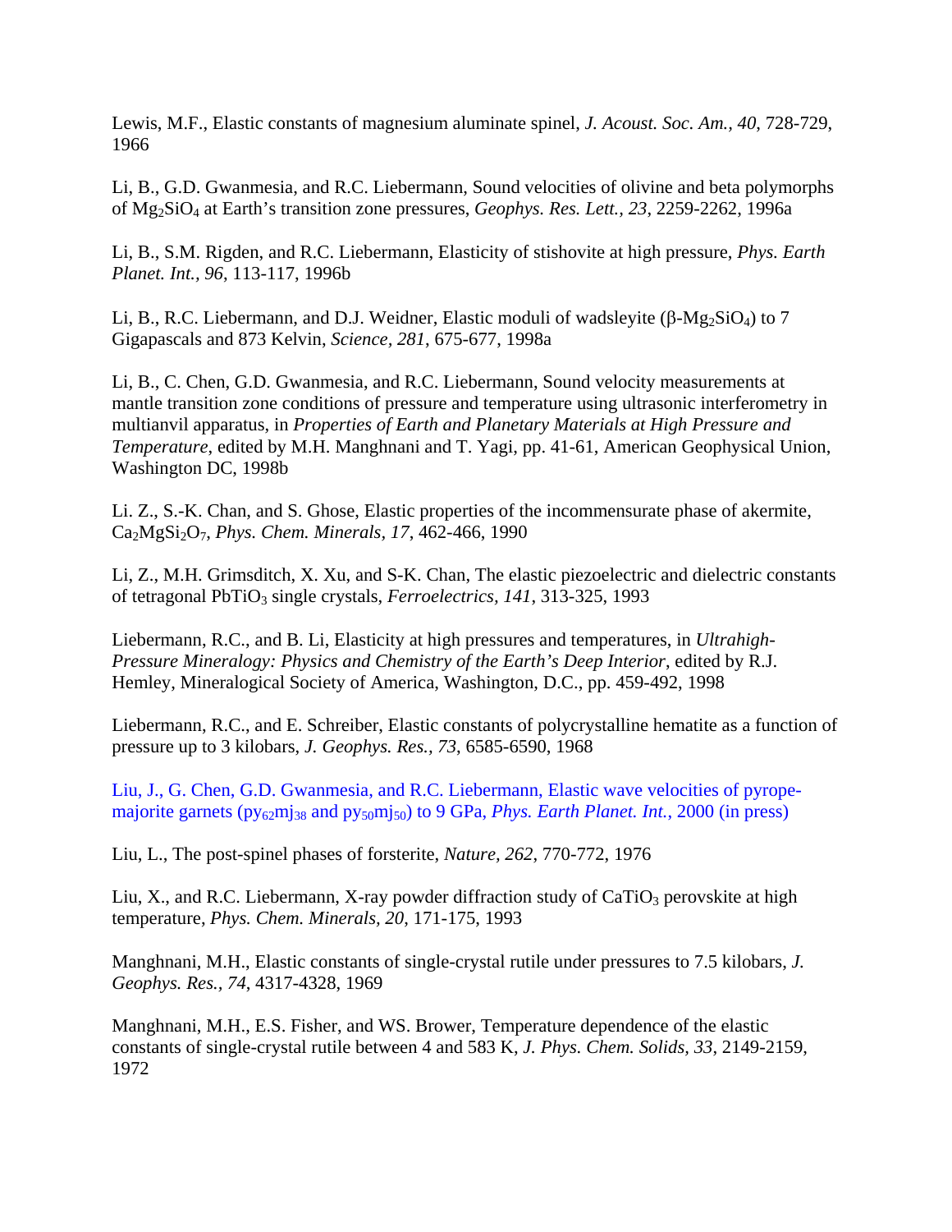Lewis, M.F., Elastic constants of magnesium aluminate spinel, *J. Acoust. Soc. Am., 40*, 728-729, 1966

Li, B., G.D. Gwanmesia, and R.C. Liebermann, Sound velocities of olivine and beta polymorphs of $Mg_2SiO_4$ at Earth's transition zone pressures, *Geophys. Res. Lett., 23*, 2259-2262, 1996a

Li, B., S.M. Rigden, and R.C. Liebermann, Elasticity of stishovite at high pressure, *Phys. Earth Planet. Int., 96*, 113-117, 1996b

Li, B., R.C. Liebermann, and D.J. Weidner, Elastic moduli of wadsleyite ($\beta$-$Mg_2SiO_4$) to 7 Gigapascals and 873 Kelvin, *Science, 281*, 675-677, 1998a

Li, B., C. Chen, G.D. Gwanmesia, and R.C. Liebermann, Sound velocity measurements at mantle transition zone conditions of pressure and temperature using ultrasonic interferometry in multianvil apparatus, in *Properties of Earth and Planetary Materials at High Pressure and Temperature*, edited by M.H. Manghnani and T. Yagi, pp. 41-61, American Geophysical Union, Washington DC, 1998b

Li. Z., S.-K. Chan, and S. Ghose, Elastic properties of the incommensurate phase of akermite, $Ca_2MgSi_2O_7$, *Phys. Chem. Minerals, 17*, 462-466, 1990

Li, Z., M.H. Grimsditch, X. Xu, and S-K. Chan, The elastic piezoelectric and dielectric constants of tetragonal $PbTiO_3$ single crystals, *Ferroelectrics, 141*, 313-325, 1993

Liebermann, R.C., and B. Li, Elasticity at high pressures and temperatures, in *Ultrahigh-Pressure Mineralogy: Physics and Chemistry of the Earth's Deep Interior*, edited by R.J. Hemley, Mineralogical Society of America, Washington, D.C., pp. 459-492, 1998

Liebermann, R.C., and E. Schreiber, Elastic constants of polycrystalline hematite as a function of pressure up to 3 kilobars, *J. Geophys. Res., 73*, 6585-6590, 1968

Liu, J., G. Chen, G.D. Gwanmesia, and R.C. Liebermann, Elastic wave velocities of pyrope-majorite garnets ($py_{62}mj_{38}$ and $py_{50}mj_{50}$) to 9 GPa, *Phys. Earth Planet. Int.*, 2000 (in press)

Liu, L., The post-spinel phases of forsterite, *Nature, 262*, 770-772, 1976

Liu, X., and R.C. Liebermann, X-ray powder diffraction study of $CaTiO_3$ perovskite at high temperature, *Phys. Chem. Minerals, 20*, 171-175, 1993

Manghnani, M.H., Elastic constants of single-crystal rutile under pressures to 7.5 kilobars, *J. Geophys. Res., 74*, 4317-4328, 1969

Manghnani, M.H., E.S. Fisher, and WS. Brower, Temperature dependence of the elastic constants of single-crystal rutile between 4 and 583 K, *J. Phys. Chem. Solids, 33*, 2149-2159, 1972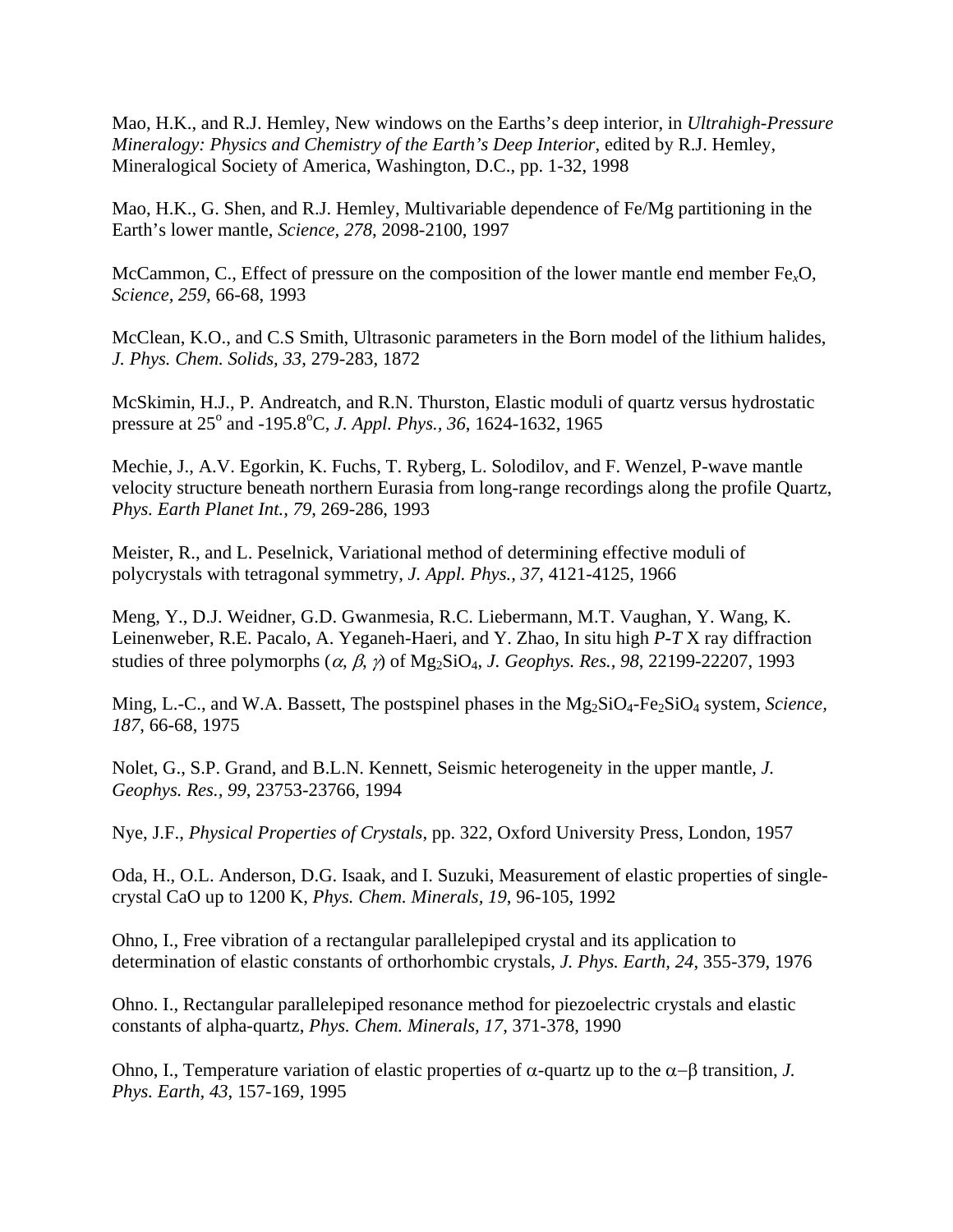Mao, H.K., and R.J. Hemley, New windows on the Earths's deep interior, in *Ultrahigh-Pressure Mineralogy: Physics and Chemistry of the Earth's Deep Interior*, edited by R.J. Hemley, Mineralogical Society of America, Washington, D.C., pp. 1-32, 1998

Mao, H.K., G. Shen, and R.J. Hemley, Multivariable dependence of Fe/Mg partitioning in the Earth's lower mantle, *Science*, *278*, 2098-2100, 1997

McCammon, C., Effect of pressure on the composition of the lower mantle end member $Fe_xO$, *Science*, *259*, 66-68, 1993

McClean, K.O., and C.S Smith, Ultrasonic parameters in the Born model of the lithium halides, *J. Phys. Chem. Solids*, *33*, 279-283, 1872

McSkimin, H.J., P. Andreatch, and R.N. Thurston, Elastic moduli of quartz versus hydrostatic pressure at 25$^o$ and -195.8$^o$C, *J. Appl. Phys.*, *36*, 1624-1632, 1965

Mechie, J., A.V. Egorkin, K. Fuchs, T. Ryberg, L. Solodilov, and F. Wenzel, P-wave mantle velocity structure beneath northern Eurasia from long-range recordings along the profile Quartz, *Phys. Earth Planet Int.*, *79*, 269-286, 1993

Meister, R., and L. Peselnick, Variational method of determining effective moduli of polycrystals with tetragonal symmetry, *J. Appl. Phys.*, *37*, 4121-4125, 1966

Meng, Y., D.J. Weidner, G.D. Gwanmesia, R.C. Liebermann, M.T. Vaughan, Y. Wang, K. Leinenweber, R.E. Pacalo, A. Yeganeh-Haeri, and Y. Zhao, In situ high *P-T* X ray diffraction studies of three polymorphs ($\alpha$, $\beta$, $\gamma$) of $Mg_2SiO_4$, *J. Geophys. Res.*, *98*, 22199-22207, 1993

Ming, L.-C., and W.A. Bassett, The postspinel phases in the $Mg_2SiO_4$-$Fe_2SiO_4$ system, *Science*, *187*, 66-68, 1975

Nolet, G., S.P. Grand, and B.L.N. Kennett, Seismic heterogeneity in the upper mantle, *J. Geophys. Res.*, *99*, 23753-23766, 1994

Nye, J.F., *Physical Properties of Crystals*, pp. 322, Oxford University Press, London, 1957

Oda, H., O.L. Anderson, D.G. Isaak, and I. Suzuki, Measurement of elastic properties of single-crystal CaO up to 1200 K, *Phys. Chem. Minerals*, *19*, 96-105, 1992

Ohno, I., Free vibration of a rectangular parallelepiped crystal and its application to determination of elastic constants of orthorhombic crystals, *J. Phys. Earth*, *24*, 355-379, 1976

Ohno. I., Rectangular parallelepiped resonance method for piezoelectric crystals and elastic constants of alpha-quartz, *Phys. Chem. Minerals*, *17*, 371-378, 1990

Ohno, I., Temperature variation of elastic properties of $\alpha$-quartz up to the $\alpha-\beta$ transition, *J. Phys. Earth*, *43*, 157-169, 1995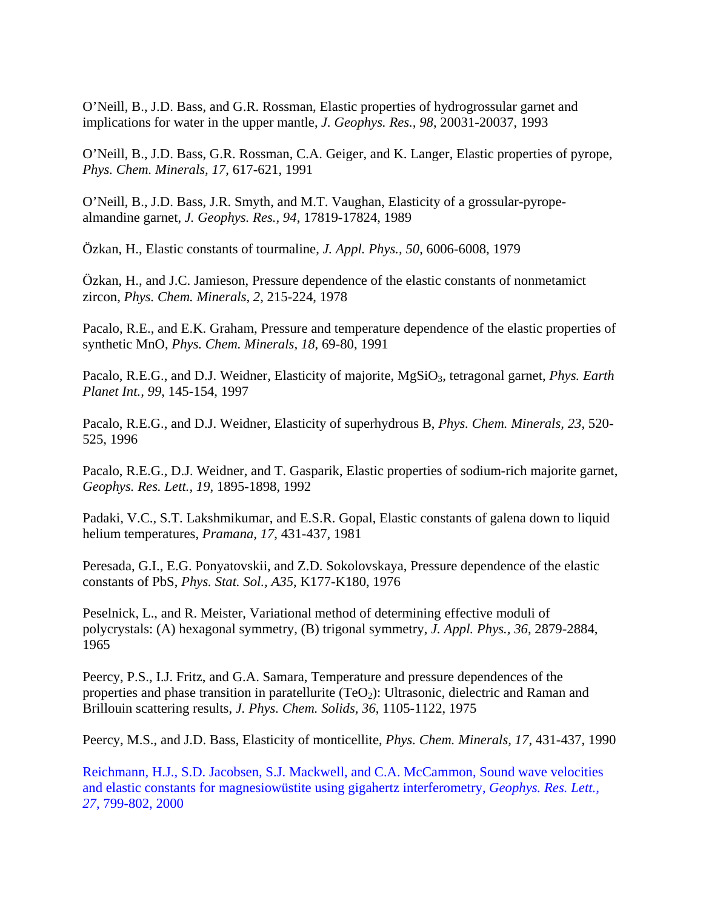O'Neill, B., J.D. Bass, and G.R. Rossman, Elastic properties of hydrogrossular garnet and implications for water in the upper mantle, *J. Geophys. Res., 98*, 20031-20037, 1993

O'Neill, B., J.D. Bass, G.R. Rossman, C.A. Geiger, and K. Langer, Elastic properties of pyrope, *Phys. Chem. Minerals, 17*, 617-621, 1991

O'Neill, B., J.D. Bass, J.R. Smyth, and M.T. Vaughan, Elasticity of a grossular-pyrope-almandine garnet, *J. Geophys. Res., 94*, 17819-17824, 1989

Özkan, H., Elastic constants of tourmaline, *J. Appl. Phys., 50*, 6006-6008, 1979

Özkan, H., and J.C. Jamieson, Pressure dependence of the elastic constants of nonmetamict zircon, *Phys. Chem. Minerals, 2*, 215-224, 1978

Pacalo, R.E., and E.K. Graham, Pressure and temperature dependence of the elastic properties of synthetic MnO, *Phys. Chem. Minerals, 18*, 69-80, 1991

Pacalo, R.E.G., and D.J. Weidner, Elasticity of majorite, $MgSiO_3$, tetragonal garnet, *Phys. Earth Planet Int., 99*, 145-154, 1997

Pacalo, R.E.G., and D.J. Weidner, Elasticity of superhydrous B, *Phys. Chem. Minerals, 23*, 520-525, 1996

Pacalo, R.E.G., D.J. Weidner, and T. Gasparik, Elastic properties of sodium-rich majorite garnet, *Geophys. Res. Lett., 19*, 1895-1898, 1992

Padaki, V.C., S.T. Lakshmikumar, and E.S.R. Gopal, Elastic constants of galena down to liquid helium temperatures, *Pramana, 17*, 431-437, 1981

Peresada, G.I., E.G. Ponyatovskii, and Z.D. Sokolovskaya, Pressure dependence of the elastic constants of PbS, *Phys. Stat. Sol., A35*, K177-K180, 1976

Peselnick, L., and R. Meister, Variational method of determining effective moduli of polycrystals: (A) hexagonal symmetry, (B) trigonal symmetry, *J. Appl. Phys., 36*, 2879-2884, 1965

Peercy, P.S., I.J. Fritz, and G.A. Samara, Temperature and pressure dependences of the properties and phase transition in paratellurite ($TeO_2$): Ultrasonic, dielectric and Raman and Brillouin scattering results, *J. Phys. Chem. Solids, 36*, 1105-1122, 1975

Peercy, M.S., and J.D. Bass, Elasticity of monticellite, *Phys. Chem. Minerals, 17*, 431-437, 1990

Reichmann, H.J., S.D. Jacobsen, S.J. Mackwell, and C.A. McCammon, Sound wave velocities and elastic constants for magnesiowüstite using gigahertz interferometry, *Geophys. Res. Lett., 27*, 799-802, 2000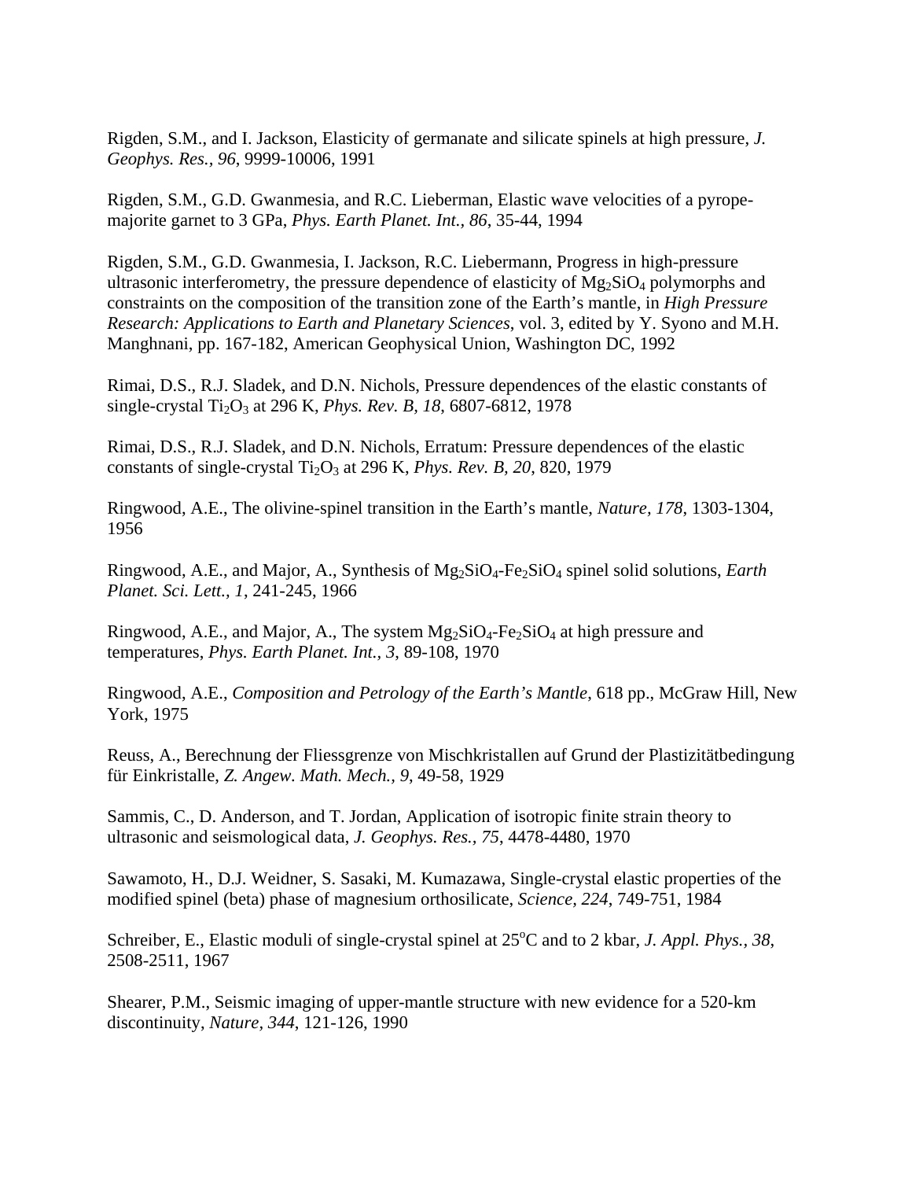Rigden, S.M., and I. Jackson, Elasticity of germanate and silicate spinels at high pressure, *J. Geophys. Res., 96*, 9999-10006, 1991

Rigden, S.M., G.D. Gwanmesia, and R.C. Lieberman, Elastic wave velocities of a pyrope-majorite garnet to 3 GPa, *Phys. Earth Planet. Int., 86*, 35-44, 1994

Rigden, S.M., G.D. Gwanmesia, I. Jackson, R.C. Liebermann, Progress in high-pressure ultrasonic interferometry, the pressure dependence of elasticity of $Mg_2SiO_4$ polymorphs and constraints on the composition of the transition zone of the Earth's mantle, in *High Pressure Research: Applications to Earth and Planetary Sciences*, vol. 3, edited by Y. Syono and M.H. Manghnani, pp. 167-182, American Geophysical Union, Washington DC, 1992

Rimai, D.S., R.J. Sladek, and D.N. Nichols, Pressure dependences of the elastic constants of single-crystal $Ti_2O_3$ at 296 K, *Phys. Rev. B, 18*, 6807-6812, 1978

Rimai, D.S., R.J. Sladek, and D.N. Nichols, Erratum: Pressure dependences of the elastic constants of single-crystal $Ti_2O_3$ at 296 K, *Phys. Rev. B, 20*, 820, 1979

Ringwood, A.E., The olivine-spinel transition in the Earth's mantle, *Nature, 178*, 1303-1304, 1956

Ringwood, A.E., and Major, A., Synthesis of $Mg_2SiO_4$-$Fe_2SiO_4$ spinel solid solutions, *Earth Planet. Sci. Lett., 1*, 241-245, 1966

Ringwood, A.E., and Major, A., The system $Mg_2SiO_4$-$Fe_2SiO_4$ at high pressure and temperatures, *Phys. Earth Planet. Int., 3*, 89-108, 1970

Ringwood, A.E., *Composition and Petrology of the Earth's Mantle*, 618 pp., McGraw Hill, New York, 1975

Reuss, A., Berechnung der Fliessgrenze von Mischkristallen auf Grund der Plastizitätbedingung für Einkristalle, *Z. Angew. Math. Mech., 9*, 49-58, 1929

Sammis, C., D. Anderson, and T. Jordan, Application of isotropic finite strain theory to ultrasonic and seismological data, *J. Geophys. Res., 75*, 4478-4480, 1970

Sawamoto, H., D.J. Weidner, S. Sasaki, M. Kumazawa, Single-crystal elastic properties of the modified spinel (beta) phase of magnesium orthosilicate, *Science, 224*, 749-751, 1984

Schreiber, E., Elastic moduli of single-crystal spinel at $25^oC$ and to 2 kbar, *J. Appl. Phys., 38*, 2508-2511, 1967

Shearer, P.M., Seismic imaging of upper-mantle structure with new evidence for a 520-km discontinuity, *Nature, 344*, 121-126, 1990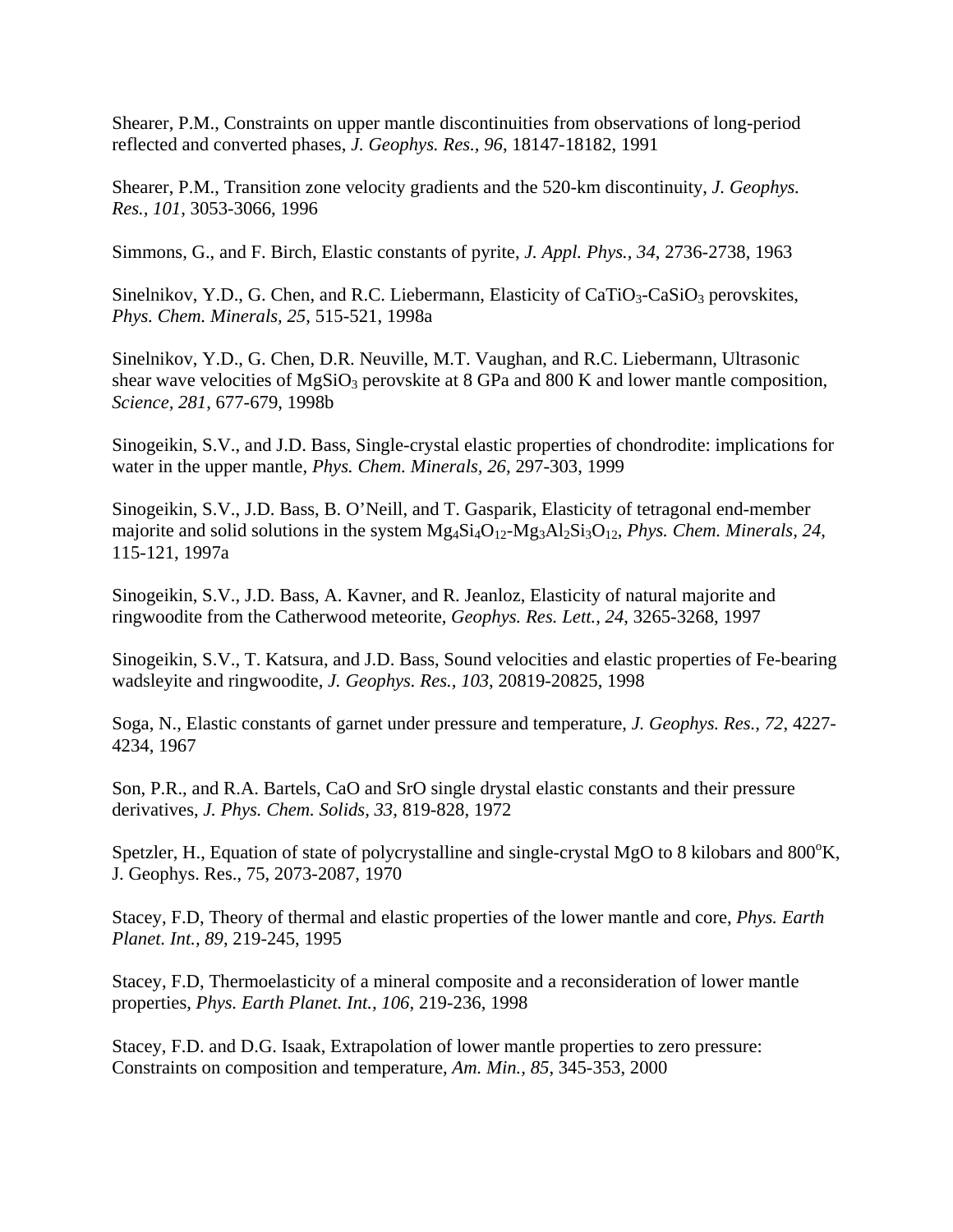Shearer, P.M., Constraints on upper mantle discontinuities from observations of long-period reflected and converted phases, *J. Geophys. Res., 96*, 18147-18182, 1991

Shearer, P.M., Transition zone velocity gradients and the 520-km discontinuity, *J. Geophys. Res.*, *101*, 3053-3066, 1996

Simmons, G., and F. Birch, Elastic constants of pyrite, *J. Appl. Phys., 34*, 2736-2738, 1963

Sinelnikov, Y.D., G. Chen, and R.C. Liebermann, Elasticity of $CaTiO_3$-$CaSiO_3$ perovskites, *Phys. Chem. Minerals, 25*, 515-521, 1998a

Sinelnikov, Y.D., G. Chen, D.R. Neuville, M.T. Vaughan, and R.C. Liebermann, Ultrasonic shear wave velocities of $MgSiO_3$ perovskite at 8 GPa and 800 K and lower mantle composition, *Science, 281*, 677-679, 1998b

Sinogeikin, S.V., and J.D. Bass, Single-crystal elastic properties of chondrodite: implications for water in the upper mantle, *Phys. Chem. Minerals, 26*, 297-303, 1999

Sinogeikin, S.V., J.D. Bass, B. O'Neill, and T. Gasparik, Elasticity of tetragonal end-member majorite and solid solutions in the system $Mg_4Si_4O_{12}$-$Mg_3Al_2Si_3O_{12}$, *Phys. Chem. Minerals, 24*, 115-121, 1997a

Sinogeikin, S.V., J.D. Bass, A. Kavner, and R. Jeanloz, Elasticity of natural majorite and ringwoodite from the Catherwood meteorite, *Geophys. Res. Lett., 24*, 3265-3268, 1997

Sinogeikin, S.V., T. Katsura, and J.D. Bass, Sound velocities and elastic properties of Fe-bearing wadsleyite and ringwoodite, *J. Geophys. Res., 103*, 20819-20825, 1998

Soga, N., Elastic constants of garnet under pressure and temperature, *J. Geophys. Res., 72*, 4227-4234, 1967

Son, P.R., and R.A. Bartels, CaO and SrO single drystal elastic constants and their pressure derivatives, *J. Phys. Chem. Solids, 33*, 819-828, 1972

Spetzler, H., Equation of state of polycrystalline and single-crystal MgO to 8 kilobars and 800$^{o}$K, J. Geophys. Res., 75, 2073-2087, 1970

Stacey, F.D, Theory of thermal and elastic properties of the lower mantle and core, *Phys. Earth Planet. Int., 89*, 219-245, 1995

Stacey, F.D, Thermoelasticity of a mineral composite and a reconsideration of lower mantle properties, *Phys. Earth Planet. Int., 106*, 219-236, 1998

Stacey, F.D. and D.G. Isaak, Extrapolation of lower mantle properties to zero pressure: Constraints on composition and temperature, *Am. Min., 85*, 345-353, 2000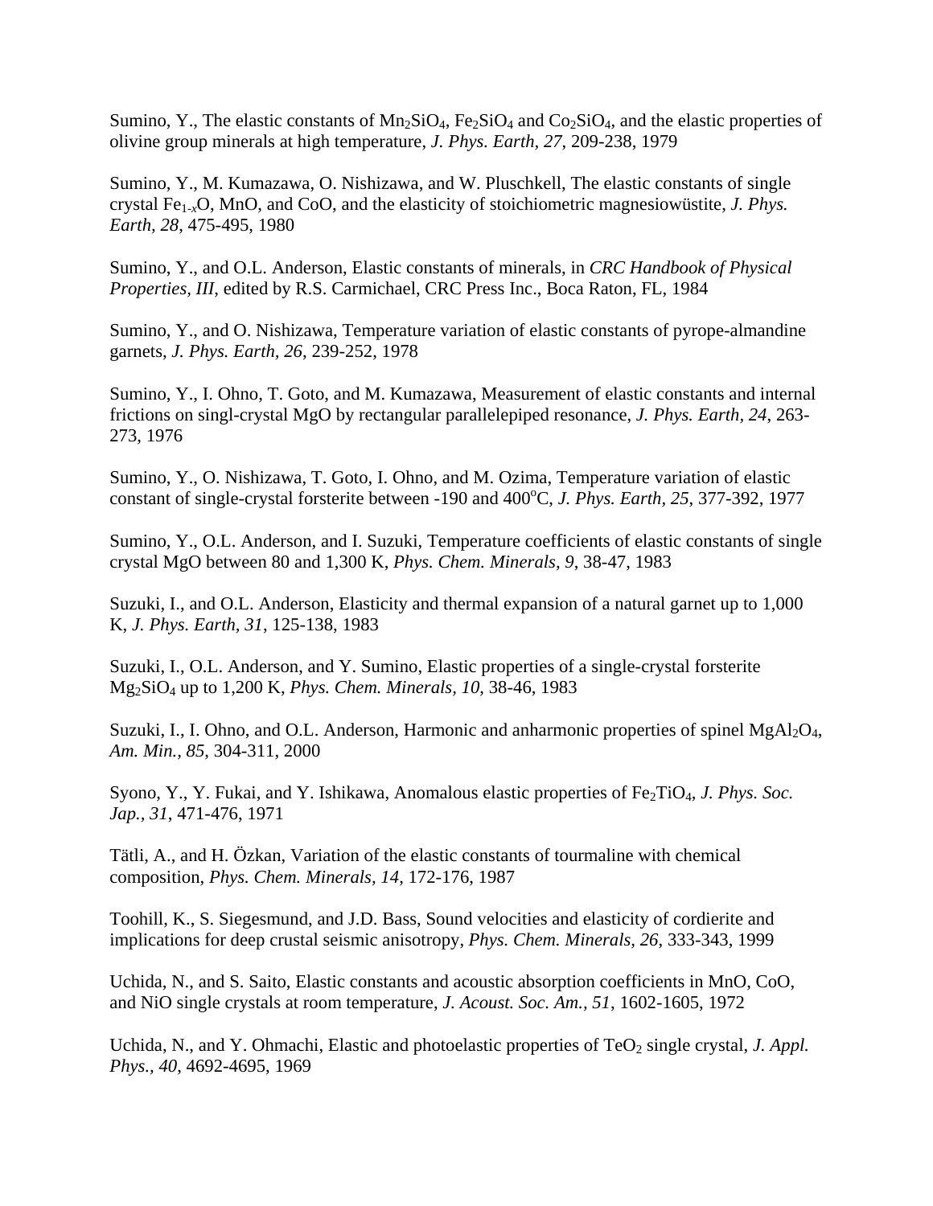Sumino, Y., The elastic constants of $Mn_2SiO_4$, $Fe_2SiO_4$ and $Co_2SiO_4$, and the elastic properties of olivine group minerals at high temperature, *J. Phys. Earth, 27*, 209-238, 1979

Sumino, Y., M. Kumazawa, O. Nishizawa, and W. Pluschkell, The elastic constants of single crystal $Fe_{1-x}O$, MnO, and CoO, and the elasticity of stoichiometric magnesiowüstite, *J. Phys. Earth, 28*, 475-495, 1980

Sumino, Y., and O.L. Anderson, Elastic constants of minerals, in *CRC Handbook of Physical Properties, III*, edited by R.S. Carmichael, CRC Press Inc., Boca Raton, FL, 1984

Sumino, Y., and O. Nishizawa, Temperature variation of elastic constants of pyrope-almandine garnets, *J. Phys. Earth, 26*, 239-252, 1978

Sumino, Y., I. Ohno, T. Goto, and M. Kumazawa, Measurement of elastic constants and internal frictions on singl-crystal MgO by rectangular parallelepiped resonance, *J. Phys. Earth, 24*, 263-273, 1976

Sumino, Y., O. Nishizawa, T. Goto, I. Ohno, and M. Ozima, Temperature variation of elastic constant of single-crystal forsterite between -190 and 400$^{o}$C, *J. Phys. Earth, 25*, 377-392, 1977

Sumino, Y., O.L. Anderson, and I. Suzuki, Temperature coefficients of elastic constants of single crystal MgO between 80 and 1,300 K, *Phys. Chem. Minerals, 9*, 38-47, 1983

Suzuki, I., and O.L. Anderson, Elasticity and thermal expansion of a natural garnet up to 1,000 K, *J. Phys. Earth, 31*, 125-138, 1983

Suzuki, I., O.L. Anderson, and Y. Sumino, Elastic properties of a single-crystal forsterite $Mg_2SiO_4$ up to 1,200 K, *Phys. Chem. Minerals, 10*, 38-46, 1983

Suzuki, I., I. Ohno, and O.L. Anderson, Harmonic and anharmonic properties of spinel $MgAl_2O_4$, *Am. Min., 85*, 304-311, 2000

Syono, Y., Y. Fukai, and Y. Ishikawa, Anomalous elastic properties of $Fe_2TiO_4$, *J. Phys. Soc. Jap., 31*, 471-476, 1971

Tätli, A., and H. Özkan, Variation of the elastic constants of tourmaline with chemical composition, *Phys. Chem. Minerals, 14*, 172-176, 1987

Toohill, K., S. Siegesmund, and J.D. Bass, Sound velocities and elasticity of cordierite and implications for deep crustal seismic anisotropy, *Phys. Chem. Minerals, 26*, 333-343, 1999

Uchida, N., and S. Saito, Elastic constants and acoustic absorption coefficients in MnO, CoO, and NiO single crystals at room temperature, *J. Acoust. Soc. Am., 51*, 1602-1605, 1972

Uchida, N., and Y. Ohmachi, Elastic and photoelastic properties of $TeO_2$ single crystal, *J. Appl. Phys., 40*, 4692-4695, 1969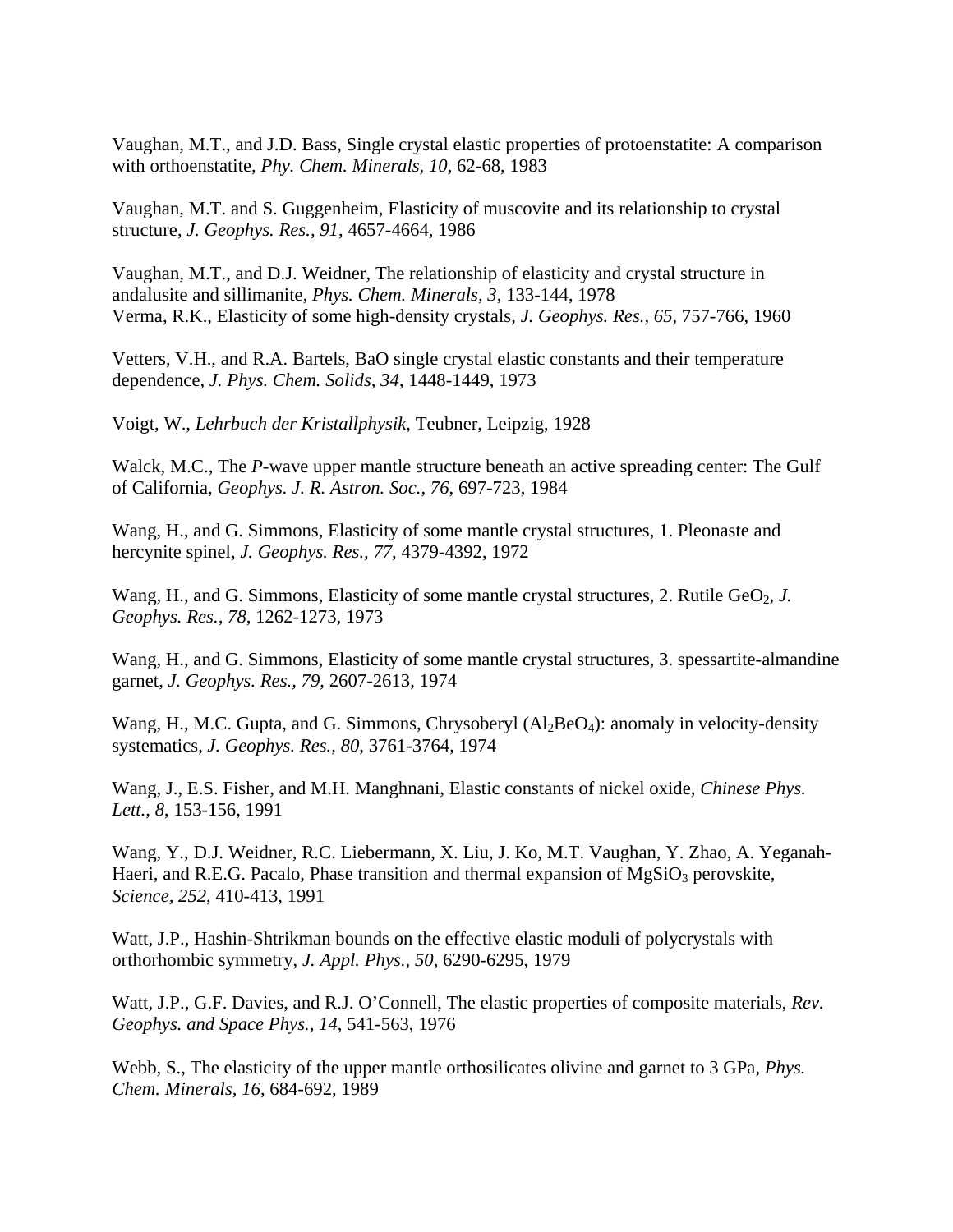Vaughan, M.T., and J.D. Bass, Single crystal elastic properties of protoenstatite: A comparison with orthoenstatite, *Phy. Chem. Minerals, 10*, 62-68, 1983

Vaughan, M.T. and S. Guggenheim, Elasticity of muscovite and its relationship to crystal structure, *J. Geophys. Res., 91*, 4657-4664, 1986

Vaughan, M.T., and D.J. Weidner, The relationship of elasticity and crystal structure in andalusite and sillimanite, *Phys. Chem. Minerals, 3*, 133-144, 1978

Verma, R.K., Elasticity of some high-density crystals, *J. Geophys. Res., 65*, 757-766, 1960

Vetters, V.H., and R.A. Bartels, BaO single crystal elastic constants and their temperature dependence, *J. Phys. Chem. Solids, 34*, 1448-1449, 1973

Voigt, W., *Lehrbuch der Kristallphysik*, Teubner, Leipzig, 1928

Walck, M.C., The *P*-wave upper mantle structure beneath an active spreading center: The Gulf of California, *Geophys. J. R. Astron. Soc., 76*, 697-723, 1984

Wang, H., and G. Simmons, Elasticity of some mantle crystal structures, 1. Pleonaste and hercynite spinel, *J. Geophys. Res., 77*, 4379-4392, 1972

Wang, H., and G. Simmons, Elasticity of some mantle crystal structures, 2. Rutile $GeO_2$, *J. Geophys. Res., 78*, 1262-1273, 1973

Wang, H., and G. Simmons, Elasticity of some mantle crystal structures, 3. spessartite-almandine garnet, *J. Geophys. Res., 79*, 2607-2613, 1974

Wang, H., M.C. Gupta, and G. Simmons, Chrysoberyl ($Al_2BeO_4$): anomaly in velocity-density systematics, *J. Geophys. Res., 80*, 3761-3764, 1974

Wang, J., E.S. Fisher, and M.H. Manghnani, Elastic constants of nickel oxide, *Chinese Phys. Lett., 8*, 153-156, 1991

Wang, Y., D.J. Weidner, R.C. Liebermann, X. Liu, J. Ko, M.T. Vaughan, Y. Zhao, A. Yeganah-Haeri, and R.E.G. Pacalo, Phase transition and thermal expansion of $MgSiO_3$ perovskite, *Science, 252*, 410-413, 1991

Watt, J.P., Hashin-Shtrikman bounds on the effective elastic moduli of polycrystals with orthorhombic symmetry, *J. Appl. Phys., 50*, 6290-6295, 1979

Watt, J.P., G.F. Davies, and R.J. O'Connell, The elastic properties of composite materials, *Rev. Geophys. and Space Phys., 14*, 541-563, 1976

Webb, S., The elasticity of the upper mantle orthosilicates olivine and garnet to 3 GPa, *Phys. Chem. Minerals, 16*, 684-692, 1989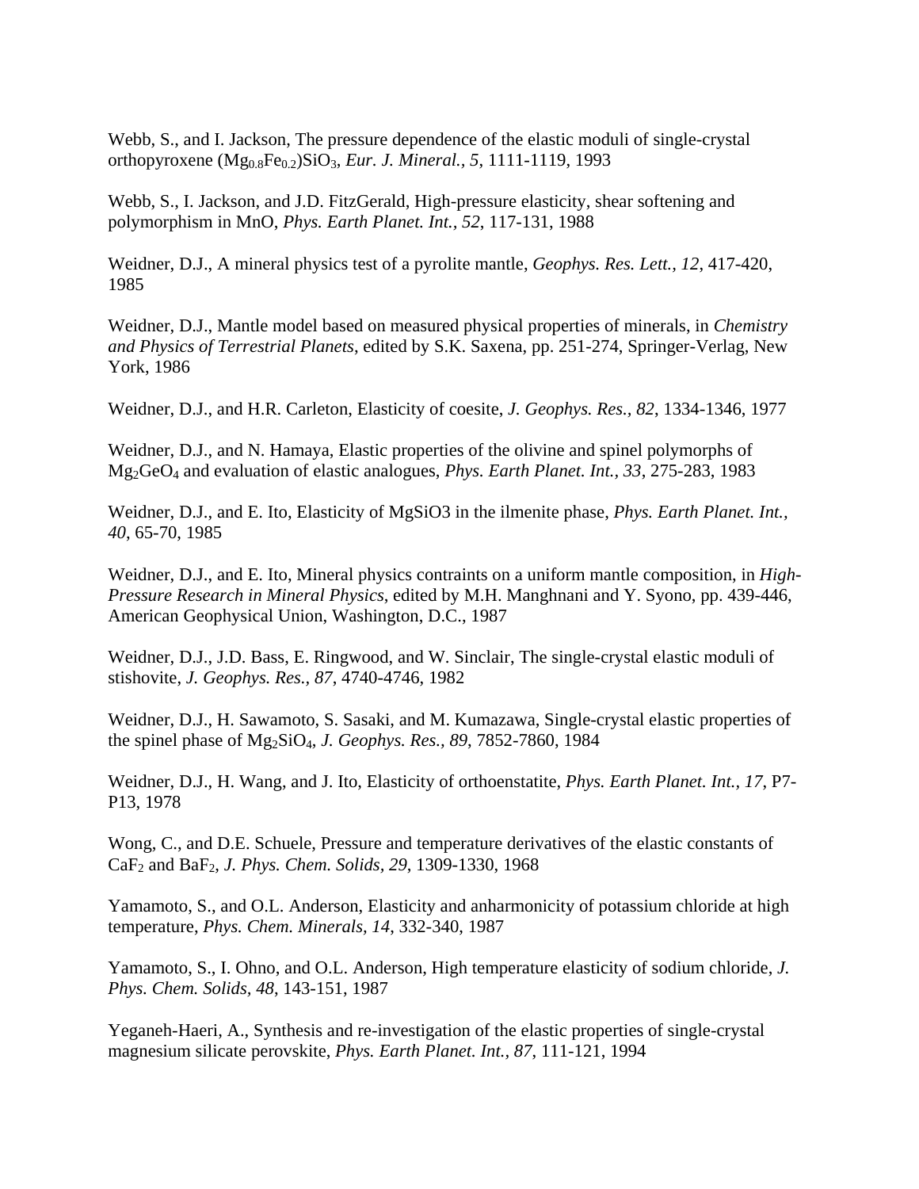Webb, S., and I. Jackson, The pressure dependence of the elastic moduli of single-crystal orthopyroxene $(Mg_{0.8}Fe_{0.2})SiO_3$, *Eur. J. Mineral., 5*, 1111-1119, 1993

Webb, S., I. Jackson, and J.D. FitzGerald, High-pressure elasticity, shear softening and polymorphism in MnO, *Phys. Earth Planet. Int., 52*, 117-131, 1988

Weidner, D.J., A mineral physics test of a pyrolite mantle, *Geophys. Res. Lett., 12*, 417-420, 1985

Weidner, D.J., Mantle model based on measured physical properties of minerals, in *Chemistry and Physics of Terrestrial Planets*, edited by S.K. Saxena, pp. 251-274, Springer-Verlag, New York, 1986

Weidner, D.J., and H.R. Carleton, Elasticity of coesite, *J. Geophys. Res., 82*, 1334-1346, 1977

Weidner, D.J., and N. Hamaya, Elastic properties of the olivine and spinel polymorphs of $Mg_2GeO_4$ and evaluation of elastic analogues, *Phys. Earth Planet. Int., 33*, 275-283, 1983

Weidner, D.J., and E. Ito, Elasticity of MgSiO3 in the ilmenite phase, *Phys. Earth Planet. Int., 40*, 65-70, 1985

Weidner, D.J., and E. Ito, Mineral physics contraints on a uniform mantle composition, in *High-Pressure Research in Mineral Physics*, edited by M.H. Manghnani and Y. Syono, pp. 439-446, American Geophysical Union, Washington, D.C., 1987

Weidner, D.J., J.D. Bass, E. Ringwood, and W. Sinclair, The single-crystal elastic moduli of stishovite, *J. Geophys. Res., 87*, 4740-4746, 1982

Weidner, D.J., H. Sawamoto, S. Sasaki, and M. Kumazawa, Single-crystal elastic properties of the spinel phase of $Mg_2SiO_4$, *J. Geophys. Res., 89*, 7852-7860, 1984

Weidner, D.J., H. Wang, and J. Ito, Elasticity of orthoenstatite, *Phys. Earth Planet. Int., 17*, P7-P13, 1978

Wong, C., and D.E. Schuele, Pressure and temperature derivatives of the elastic constants of $CaF_2$ and $BaF_2$, *J. Phys. Chem. Solids, 29*, 1309-1330, 1968

Yamamoto, S., and O.L. Anderson, Elasticity and anharmonicity of potassium chloride at high temperature, *Phys. Chem. Minerals, 14*, 332-340, 1987

Yamamoto, S., I. Ohno, and O.L. Anderson, High temperature elasticity of sodium chloride, *J. Phys. Chem. Solids, 48*, 143-151, 1987

Yeganeh-Haeri, A., Synthesis and re-investigation of the elastic properties of single-crystal magnesium silicate perovskite, *Phys. Earth Planet. Int., 87*, 111-121, 1994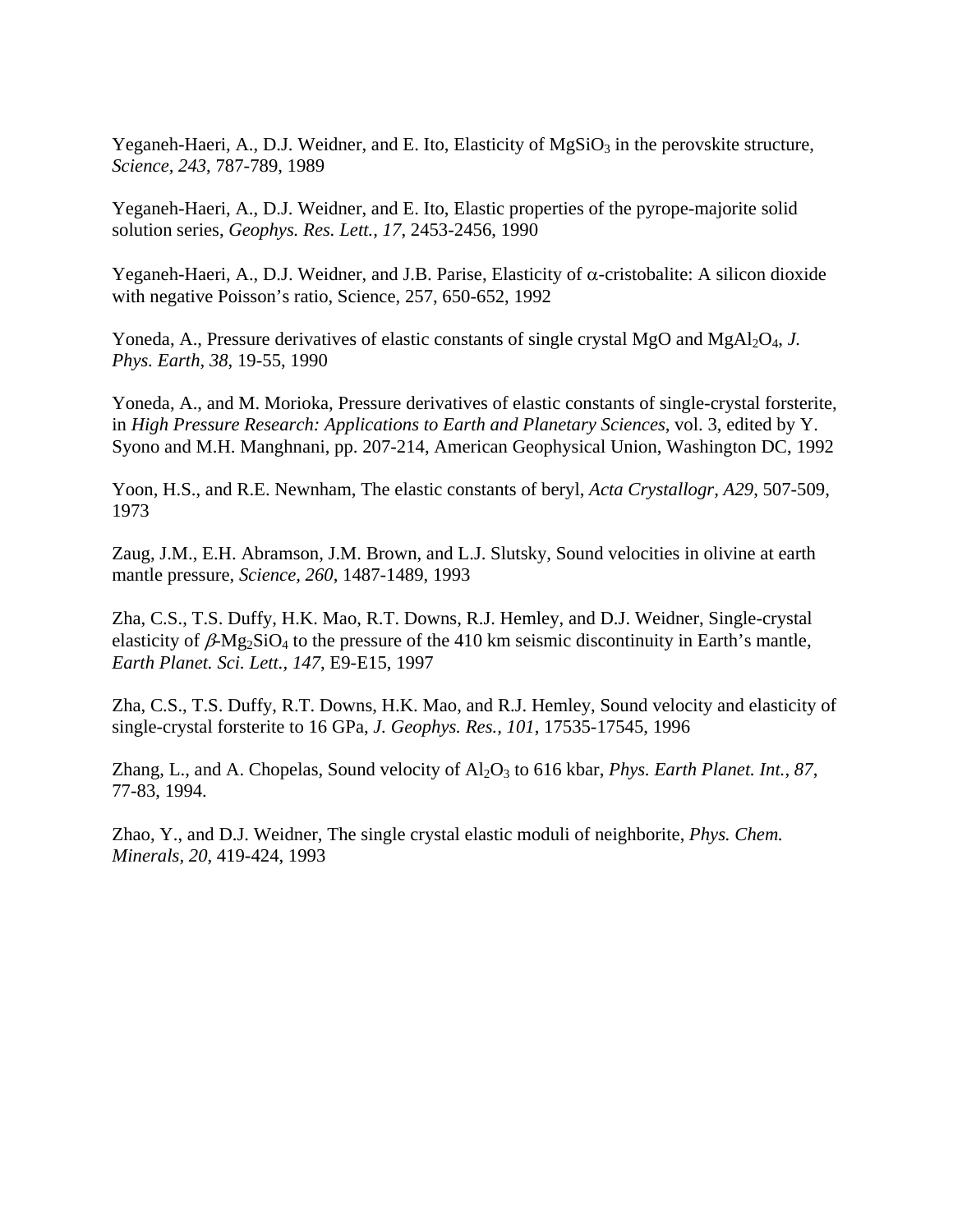Yeganeh-Haeri, A., D.J. Weidner, and E. Ito, Elasticity of $MgSiO_3$ in the perovskite structure, *Science, 243*, 787-789, 1989

Yeganeh-Haeri, A., D.J. Weidner, and E. Ito, Elastic properties of the pyrope-majorite solid solution series, *Geophys. Res. Lett., 17*, 2453-2456, 1990

Yeganeh-Haeri, A., D.J. Weidner, and J.B. Parise, Elasticity of $\alpha$-cristobalite: A silicon dioxide with negative Poisson's ratio, Science, 257, 650-652, 1992

Yoneda, A., Pressure derivatives of elastic constants of single crystal MgO and $MgAl_2O_4$, *J. Phys. Earth, 38*, 19-55, 1990

Yoneda, A., and M. Morioka, Pressure derivatives of elastic constants of single-crystal forsterite, in *High Pressure Research: Applications to Earth and Planetary Sciences*, vol. 3, edited by Y. Syono and M.H. Manghnani, pp. 207-214, American Geophysical Union, Washington DC, 1992

Yoon, H.S., and R.E. Newnham, The elastic constants of beryl, *Acta Crystallogr, A29*, 507-509, 1973

Zaug, J.M., E.H. Abramson, J.M. Brown, and L.J. Slutsky, Sound velocities in olivine at earth mantle pressure, *Science, 260*, 1487-1489, 1993

Zha, C.S., T.S. Duffy, H.K. Mao, R.T. Downs, R.J. Hemley, and D.J. Weidner, Single-crystal elasticity of $\beta$-$Mg_2SiO_4$ to the pressure of the 410 km seismic discontinuity in Earth's mantle, *Earth Planet. Sci. Lett., 147*, E9-E15, 1997

Zha, C.S., T.S. Duffy, R.T. Downs, H.K. Mao, and R.J. Hemley, Sound velocity and elasticity of single-crystal forsterite to 16 GPa, *J. Geophys. Res., 101*, 17535-17545, 1996

Zhang, L., and A. Chopelas, Sound velocity of $Al_2O_3$ to 616 kbar, *Phys. Earth Planet. Int., 87*, 77-83, 1994.

Zhao, Y., and D.J. Weidner, The single crystal elastic moduli of neighborite, *Phys. Chem. Minerals, 20*, 419-424, 1993